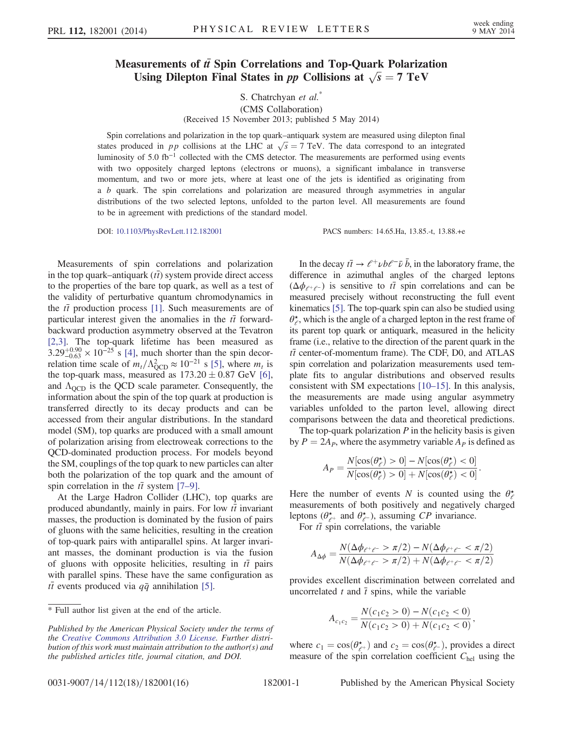# Measurements of $t\bar{t}$ Spin Correlations and Top-Quark Polarization Using Dilepton Final States in $pp$ Collisions at $\sqrt{s} = 7$ TeV

S. Chatrchyan *et al.**

(CMS Collaboration)

(Received 15 November 2013; published 5 May 2014)

Spin correlations and polarization in the top quark–antiquark system are measured using dilepton final states produced in $pp$ collisions at the LHC at $\sqrt{s} = 7$ TeV. The data correspond to an integrated luminosity of 5.0 fb$^{-1}$ collected with the CMS detector. The measurements are performed using events with two oppositely charged leptons (electrons or muons), a significant imbalance in transverse momentum, and two or more jets, where at least one of the jets is identified as originating from a $b$ quark. The spin correlations and polarization are measured through asymmetries in angular distributions of the two selected leptons, unfolded to the parton level. All measurements are found to be in agreement with predictions of the standard model.

DOI: 10.1103/PhysRevLett.112.182001 PACS numbers: 14.65.Ha, 13.85.-t, 13.88.+e

Measurements of spin correlations and polarization in the top quark–antiquark ($t\bar{t}$) system provide direct access to the properties of the bare top quark, as well as a test of the validity of perturbative quantum chromodynamics in the $t\bar{t}$ production process [1]. Such measurements are of particular interest given the anomalies in the $t\bar{t}$ forward-backward production asymmetry observed at the Tevatron [2,3]. The top-quark lifetime has been measured as $3.29^{+0.90}_{-0.63} \times 10^{-25}$ s [4], much shorter than the spin decorrelation time scale of $m_t/\Lambda^2_{\mathrm{QCD}} \approx 10^{-21}$ s [5], where $m_t$ is the top-quark mass, measured as $173.20 \pm 0.87$ GeV [6], and $\Lambda_{\mathrm{QCD}}$ is the QCD scale parameter. Consequently, the information about the spin of the top quark at production is transferred directly to its decay products and can be accessed from their angular distributions. In the standard model (SM), top quarks are produced with a small amount of polarization arising from electroweak corrections to the QCD-dominated production process. For models beyond the SM, couplings of the top quark to new particles can alter both the polarization of the top quark and the amount of spin correlation in the $t\bar{t}$ system [7–9].

At the Large Hadron Collider (LHC), top quarks are produced abundantly, mainly in pairs. For low $t\bar{t}$ invariant masses, the production is dominated by the fusion of pairs of gluons with the same helicities, resulting in the creation of top-quark pairs with antiparallel spins. At larger invariant masses, the dominant production is via the fusion of gluons with opposite helicities, resulting in $t\bar{t}$ pairs with parallel spins. These have the same configuration as $t\bar{t}$ events produced via $q\bar{q}$ annihilation [5].

In the decay $t\bar{t} \to \ell^+ \nu b \ell^- \bar{\nu} \bar{b}$, in the laboratory frame, the difference in azimuthal angles of the charged leptons ($\Delta\phi_{\ell^+\ell^-}$) is sensitive to $t\bar{t}$ spin correlations and can be measured precisely without reconstructing the full event kinematics [5]. The top-quark spin can also be studied using $\theta^\star_\ell$, which is the angle of a charged lepton in the rest frame of its parent top quark or antiquark, measured in the helicity frame (i.e., relative to the direction of the parent quark in the $t\bar{t}$ center-of-momentum frame). The CDF, D0, and ATLAS spin correlation and polarization measurements used template fits to angular distributions and observed results consistent with SM expectations [10–15]. In this analysis, the measurements are made using angular asymmetry variables unfolded to the parton level, allowing direct comparisons between the data and theoretical predictions.

The top-quark polarization $P$ in the helicity basis is given by $P = 2A_P$, where the asymmetry variable $A_P$ is defined as

$$A_P = \frac{N[\cos(\theta^\star_\ell) > 0] - N[\cos(\theta^\star_\ell) < 0]}{N[\cos(\theta^\star_\ell) > 0] + N[\cos(\theta^\star_\ell) < 0]}.$$

Here the number of events $N$ is counted using the $\theta^\star_\ell$ measurements of both positively and negatively charged leptons ($\theta^\star_{\ell^+}$ and $\theta^\star_{\ell^-}$), assuming $CP$ invariance.

For $t\bar{t}$ spin correlations, the variable

$$A_{\Delta\phi} = \frac{N(\Delta\phi_{\ell^+\ell^-} > \pi/2) - N(\Delta\phi_{\ell^+\ell^-} < \pi/2)}{N(\Delta\phi_{\ell^+\ell^-} > \pi/2) + N(\Delta\phi_{\ell^+\ell^-} < \pi/2)}$$

provides excellent discrimination between correlated and uncorrelated $t$ and $\bar{t}$ spins, while the variable

$$A_{c_1 c_2} = \frac{N(c_1 c_2 > 0) - N(c_1 c_2 < 0)}{N(c_1 c_2 > 0) + N(c_1 c_2 < 0)},$$

where $c_1 = \cos(\theta^\star_{\ell^+})$ and $c_2 = \cos(\theta^\star_{\ell^-})$, provides a direct measure of the spin correlation coefficient $C_{\mathrm{hel}}$ using the

---

\* Full author list given at the end of the article.

*Published by the American Physical Society under the terms of the Creative Commons Attribution 3.0 License. Further distribution of this work must maintain attribution to the author(s) and the published articles title, journal citation, and DOI.*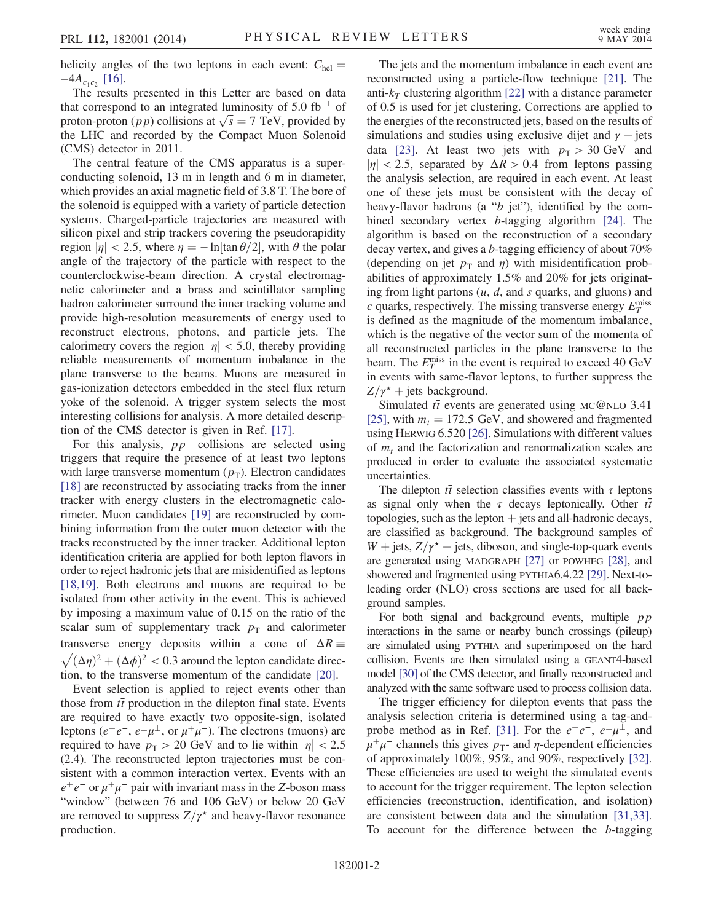helicity angles of the two leptons in each event: $C_{\rm hel} = -4A_{c_1c_2}$ [16].

The results presented in this Letter are based on data that correspond to an integrated luminosity of 5.0 fb$^{-1}$ of proton-proton ($pp$) collisions at $\sqrt{s} = 7$ TeV, provided by the LHC and recorded by the Compact Muon Solenoid (CMS) detector in 2011.

The central feature of the CMS apparatus is a superconducting solenoid, 13 m in length and 6 m in diameter, which provides an axial magnetic field of 3.8 T. The bore of the solenoid is equipped with a variety of particle detection systems. Charged-particle trajectories are measured with silicon pixel and strip trackers covering the pseudorapidity region $|\eta| < 2.5$, where $\eta = -\ln[\tan\theta/2]$, with $\theta$ the polar angle of the trajectory of the particle with respect to the counterclockwise-beam direction. A crystal electromagnetic calorimeter and a brass and scintillator sampling hadron calorimeter surround the inner tracking volume and provide high-resolution measurements of energy used to reconstruct electrons, photons, and particle jets. The calorimetry covers the region $|\eta| < 5.0$, thereby providing reliable measurements of momentum imbalance in the plane transverse to the beams. Muons are measured in gas-ionization detectors embedded in the steel flux return yoke of the solenoid. A trigger system selects the most interesting collisions for analysis. A more detailed description of the CMS detector is given in Ref. [17].

For this analysis, $pp$ collisions are selected using triggers that require the presence of at least two leptons with large transverse momentum ($p_{\rm T}$). Electron candidates [18] are reconstructed by associating tracks from the inner tracker with energy clusters in the electromagnetic calorimeter. Muon candidates [19] are reconstructed by combining information from the outer muon detector with the tracks reconstructed by the inner tracker. Additional lepton identification criteria are applied for both lepton flavors in order to reject hadronic jets that are misidentified as leptons [18,19]. Both electrons and muons are required to be isolated from other activity in the event. This is achieved by imposing a maximum value of 0.15 on the ratio of the scalar sum of supplementary track $p_{\rm T}$ and calorimeter transverse energy deposits within a cone of $\Delta R \equiv \sqrt{(\Delta\eta)^2 + (\Delta\phi)^2} < 0.3$ around the lepton candidate direction, to the transverse momentum of the candidate [20].

Event selection is applied to reject events other than those from $t\bar{t}$ production in the dilepton final state. Events are required to have exactly two opposite-sign, isolated leptons ($e^+e^-$, $e^\pm\mu^\pm$, or $\mu^+\mu^-$). The electrons (muons) are required to have $p_{\rm T} > 20$ GeV and to lie within $|\eta| < 2.5$ (2.4). The reconstructed lepton trajectories must be consistent with a common interaction vertex. Events with an $e^+e^-$ or $\mu^+\mu^-$ pair with invariant mass in the $Z$-boson mass "window" (between 76 and 106 GeV) or below 20 GeV are removed to suppress $Z/\gamma^\star$ and heavy-flavor resonance production.

The jets and the momentum imbalance in each event are reconstructed using a particle-flow technique [21]. The anti-$k_T$ clustering algorithm [22] with a distance parameter of 0.5 is used for jet clustering. Corrections are applied to the energies of the reconstructed jets, based on the results of simulations and studies using exclusive dijet and $\gamma$ + jets data [23]. At least two jets with $p_{\rm T} > 30$ GeV and $|\eta| < 2.5$, separated by $\Delta R > 0.4$ from leptons passing the analysis selection, are required in each event. At least one of these jets must be consistent with the decay of heavy-flavor hadrons (a "$b$ jet"), identified by the combined secondary vertex $b$-tagging algorithm [24]. The algorithm is based on the reconstruction of a secondary decay vertex, and gives a $b$-tagging efficiency of about 70% (depending on jet $p_{\rm T}$ and $\eta$) with misidentification probabilities of approximately 1.5% and 20% for jets originating from light partons ($u$, $d$, and $s$ quarks, and gluons) and $c$ quarks, respectively. The missing transverse energy $E_T^{\rm miss}$ is defined as the magnitude of the momentum imbalance, which is the negative of the vector sum of the momenta of all reconstructed particles in the plane transverse to the beam. The $E_T^{\rm miss}$ in the event is required to exceed 40 GeV in events with same-flavor leptons, to further suppress the $Z/\gamma^\star$ + jets background.

Simulated $t\bar{t}$ events are generated using MC@NLO 3.41 [25], with $m_t = 172.5$ GeV, and showered and fragmented using HERWIG 6.520 [26]. Simulations with different values of $m_t$ and the factorization and renormalization scales are produced in order to evaluate the associated systematic uncertainties.

The dilepton $t\bar{t}$ selection classifies events with $\tau$ leptons as signal only when the $\tau$ decays leptonically. Other $t\bar{t}$ topologies, such as the lepton + jets and all-hadronic decays, are classified as background. The background samples of $W$ + jets, $Z/\gamma^\star$ + jets, diboson, and single-top-quark events are generated using MADGRAPH [27] or POWHEG [28], and showered and fragmented using PYTHIA6.4.22 [29]. Next-to-leading order (NLO) cross sections are used for all background samples.

For both signal and background events, multiple $pp$ interactions in the same or nearby bunch crossings (pileup) are simulated using PYTHIA and superimposed on the hard collision. Events are then simulated using a GEANT4-based model [30] of the CMS detector, and finally reconstructed and analyzed with the same software used to process collision data.

The trigger efficiency for dilepton events that pass the analysis selection criteria is determined using a tag-and-probe method as in Ref. [31]. For the $e^+e^-$, $e^\pm\mu^\pm$, and $\mu^+\mu^-$ channels this gives $p_{\rm T}$- and $\eta$-dependent efficiencies of approximately 100%, 95%, and 90%, respectively [32]. These efficiencies are used to weight the simulated events to account for the trigger requirement. The lepton selection efficiencies (reconstruction, identification, and isolation) are consistent between data and the simulation [31,33]. To account for the difference between the $b$-tagging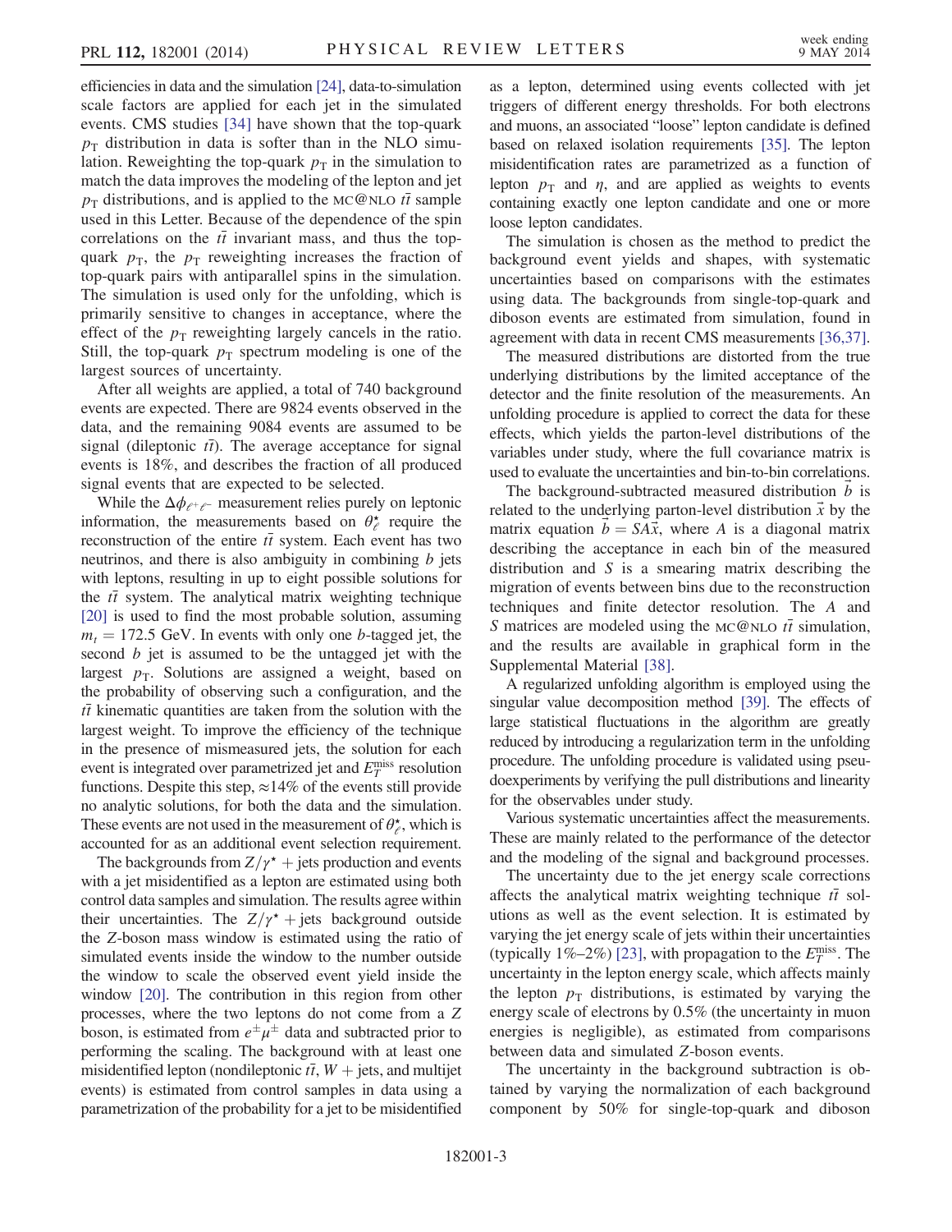efficiencies in data and the simulation [24], data-to-simulation scale factors are applied for each jet in the simulated events. CMS studies [34] have shown that the top-quark $p_T$ distribution in data is softer than in the NLO simulation. Reweighting the top-quark $p_T$ in the simulation to match the data improves the modeling of the lepton and jet $p_T$ distributions, and is applied to the MC@NLO $t\bar{t}$ sample used in this Letter. Because of the dependence of the spin correlations on the $t\bar{t}$ invariant mass, and thus the top-quark $p_T$, the $p_T$ reweighting increases the fraction of top-quark pairs with antiparallel spins in the simulation. The simulation is used only for the unfolding, which is primarily sensitive to changes in acceptance, where the effect of the $p_T$ reweighting largely cancels in the ratio. Still, the top-quark $p_T$ spectrum modeling is one of the largest sources of uncertainty.

After all weights are applied, a total of 740 background events are expected. There are 9824 events observed in the data, and the remaining 9084 events are assumed to be signal (dileptonic $t\bar{t}$). The average acceptance for signal events is 18%, and describes the fraction of all produced signal events that are expected to be selected.

While the $\Delta\phi_{\ell^+\ell^-}$ measurement relies purely on leptonic information, the measurements based on $\theta^\star_\ell$ require the reconstruction of the entire $t\bar{t}$ system. Each event has two neutrinos, and there is also ambiguity in combining $b$ jets with leptons, resulting in up to eight possible solutions for the $t\bar{t}$ system. The analytical matrix weighting technique [20] is used to find the most probable solution, assuming $m_t = 172.5$ GeV. In events with only one $b$-tagged jet, the second $b$ jet is assumed to be the untagged jet with the largest $p_T$. Solutions are assigned a weight, based on the probability of observing such a configuration, and the $t\bar{t}$ kinematic quantities are taken from the solution with the largest weight. To improve the efficiency of the technique in the presence of mismeasured jets, the solution for each event is integrated over parametrized jet and $E_T^{\mathrm{miss}}$ resolution functions. Despite this step, $\approx$14% of the events still provide no analytic solutions, for both the data and the simulation. These events are not used in the measurement of $\theta^\star_\ell$, which is accounted for as an additional event selection requirement.

The backgrounds from $Z/\gamma^\star$ + jets production and events with a jet misidentified as a lepton are estimated using both control data samples and simulation. The results agree within their uncertainties. The $Z/\gamma^\star$ + jets background outside the $Z$-boson mass window is estimated using the ratio of simulated events inside the window to the number outside the window to scale the observed event yield inside the window [20]. The contribution in this region from other processes, where the two leptons do not come from a $Z$ boson, is estimated from $e^\pm\mu^\pm$ data and subtracted prior to performing the scaling. The background with at least one misidentified lepton (nondileptonic $t\bar{t}$, $W$ + jets, and multijet events) is estimated from control samples in data using a parametrization of the probability for a jet to be misidentified as a lepton, determined using events collected with jet triggers of different energy thresholds. For both electrons and muons, an associated "loose" lepton candidate is defined based on relaxed isolation requirements [35]. The lepton misidentification rates are parametrized as a function of lepton $p_T$ and $\eta$, and are applied as weights to events containing exactly one lepton candidate and one or more loose lepton candidates.

The simulation is chosen as the method to predict the background event yields and shapes, with systematic uncertainties based on comparisons with the estimates using data. The backgrounds from single-top-quark and diboson events are estimated from simulation, found in agreement with data in recent CMS measurements [36,37].

The measured distributions are distorted from the true underlying distributions by the limited acceptance of the detector and the finite resolution of the measurements. An unfolding procedure is applied to correct the data for these effects, which yields the parton-level distributions of the variables under study, where the full covariance matrix is used to evaluate the uncertainties and bin-to-bin correlations.

The background-subtracted measured distribution $\vec{b}$ is related to the underlying parton-level distribution $\vec{x}$ by the matrix equation $\vec{b} = SA\vec{x}$, where $A$ is a diagonal matrix describing the acceptance in each bin of the measured distribution and $S$ is a smearing matrix describing the migration of events between bins due to the reconstruction techniques and finite detector resolution. The $A$ and $S$ matrices are modeled using the MC@NLO $t\bar{t}$ simulation, and the results are available in graphical form in the Supplemental Material [38].

A regularized unfolding algorithm is employed using the singular value decomposition method [39]. The effects of large statistical fluctuations in the algorithm are greatly reduced by introducing a regularization term in the unfolding procedure. The unfolding procedure is validated using pseudoexperiments by verifying the pull distributions and linearity for the observables under study.

Various systematic uncertainties affect the measurements. These are mainly related to the performance of the detector and the modeling of the signal and background processes.

The uncertainty due to the jet energy scale corrections affects the analytical matrix weighting technique $t\bar{t}$ solutions as well as the event selection. It is estimated by varying the jet energy scale of jets within their uncertainties (typically 1%–2%) [23], with propagation to the $E_T^{\mathrm{miss}}$. The uncertainty in the lepton energy scale, which affects mainly the lepton $p_T$ distributions, is estimated by varying the energy scale of electrons by 0.5% (the uncertainty in muon energies is negligible), as estimated from comparisons between data and simulated $Z$-boson events.

The uncertainty in the background subtraction is obtained by varying the normalization of each background component by 50% for single-top-quark and diboson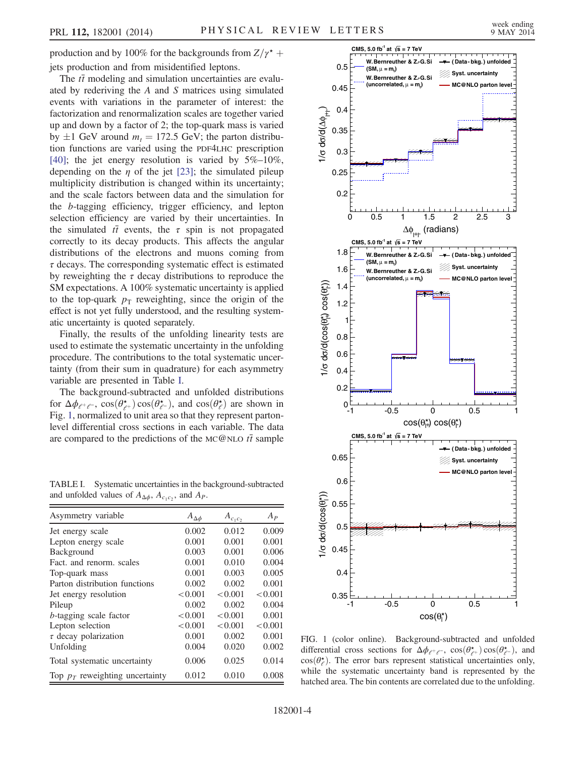production and by 100% for the backgrounds from $Z/\gamma^\star +$ jets production and from misidentified leptons.

The $t\bar{t}$ modeling and simulation uncertainties are evaluated by rederiving the $A$ and $S$ matrices using simulated events with variations in the parameter of interest: the factorization and renormalization scales are together varied up and down by a factor of 2; the top-quark mass is varied by $\pm 1$ GeV around $m_t = 172.5$ GeV; the parton distribution functions are varied using the PDF4LHC prescription [40]; the jet energy resolution is varied by 5%–10%, depending on the $\eta$ of the jet [23]; the simulated pileup multiplicity distribution is changed within its uncertainty; and the scale factors between data and the simulation for the $b$-tagging efficiency, trigger efficiency, and lepton selection efficiency are varied by their uncertainties. In the simulated $t\bar{t}$ events, the $\tau$ spin is not propagated correctly to its decay products. This affects the angular distributions of the electrons and muons coming from $\tau$ decays. The corresponding systematic effect is estimated by reweighting the $\tau$ decay distributions to reproduce the SM expectations. A 100% systematic uncertainty is applied to the top-quark $p_T$ reweighting, since the origin of the effect is not yet fully understood, and the resulting systematic uncertainty is quoted separately.

Finally, the results of the unfolding linearity tests are used to estimate the systematic uncertainty in the unfolding procedure. The contributions to the total systematic uncertainty (from their sum in quadrature) for each asymmetry variable are presented in Table I.

The background-subtracted and unfolded distributions for $\Delta\phi_{\ell^+\ell^-}$, $\cos(\theta^\star_{\ell^+})\cos(\theta^\star_{\ell^-})$, and $\cos(\theta^\star_\ell)$ are shown in Fig. 1, normalized to unit area so that they represent parton-level differential cross sections in each variable. The data are compared to the predictions of the MC@NLO $t\bar{t}$ sample

TABLE I. Systematic uncertainties in the background-subtracted and unfolded values of $A_{\Delta\phi}$, $A_{c_1c_2}$, and $A_P$.

| Asymmetry variable | $A_{\Delta\phi}$ | $A_{c_1c_2}$ | $A_P$ |
|---|---|---|---|
| Jet energy scale | 0.002 | 0.012 | 0.009 |
| Lepton energy scale | 0.001 | 0.001 | 0.001 |
| Background | 0.003 | 0.001 | 0.006 |
| Fact. and renorm. scales | 0.001 | 0.010 | 0.004 |
| Top-quark mass | 0.001 | 0.003 | 0.005 |
| Parton distribution functions | 0.002 | 0.002 | 0.001 |
| Jet energy resolution | <0.001 | <0.001 | <0.001 |
| Pileup | 0.002 | 0.002 | 0.004 |
| $b$-tagging scale factor | <0.001 | <0.001 | 0.001 |
| Lepton selection | <0.001 | <0.001 | <0.001 |
| $\tau$ decay polarization | 0.001 | 0.002 | 0.001 |
| Unfolding | 0.004 | 0.020 | 0.002 |
| Total systematic uncertainty | 0.006 | 0.025 | 0.014 |
| Top $p_T$ reweighting uncertainty | 0.012 | 0.010 | 0.008 |

FIG. 1 (color online). Background-subtracted and unfolded differential cross sections for $\Delta\phi_{\ell^+\ell^-}$, $\cos(\theta^\star_{\ell^+})\cos(\theta^\star_{\ell^-})$, and $\cos(\theta^\star_\ell)$. The error bars represent statistical uncertainties only, while the systematic uncertainty band is represented by the hatched area. The bin contents are correlated due to the unfolding.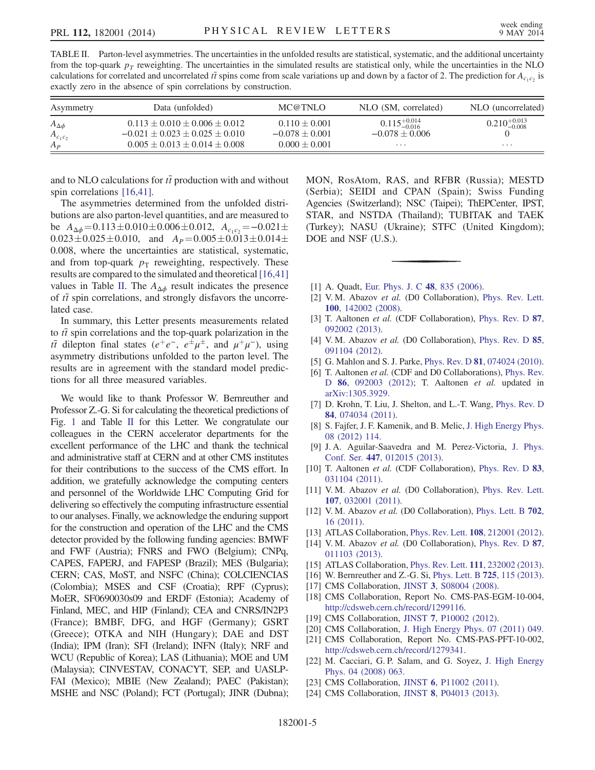TABLE II. Parton-level asymmetries. The uncertainties in the unfolded results are statistical, systematic, and the additional uncertainty from the top-quark $p_T$ reweighting. The uncertainties in the simulated results are statistical only, while the uncertainties in the NLO calculations for correlated and uncorrelated $t\bar{t}$ spins come from scale variations up and down by a factor of 2. The prediction for $A_{c_1c_2}$ is exactly zero in the absence of spin correlations by construction.

| Asymmetry | Data (unfolded) | MC@TNLO | NLO (SM, correlated) | NLO (uncorrelated) |
|---|---|---|---|---|
| $A_{\Delta\phi}$ | $0.113 \pm 0.010 \pm 0.006 \pm 0.012$ | $0.110 \pm 0.001$ | $0.115^{+0.014}_{-0.016}$ | $0.210^{+0.013}_{-0.008}$ |
| $A_{c_1c_2}$ | $-0.021 \pm 0.023 \pm 0.025 \pm 0.010$ | $-0.078 \pm 0.001$ | $-0.078 \pm 0.006$ | 0 |
| $A_P$ | $0.005 \pm 0.013 \pm 0.014 \pm 0.008$ | $0.000 \pm 0.001$ | ... | ... |

and to NLO calculations for $t\bar{t}$ production with and without spin correlations [16,41].

The asymmetries determined from the unfolded distributions are also parton-level quantities, and are measured to be $A_{\Delta\phi} = 0.113 \pm 0.010 \pm 0.006 \pm 0.012$, $A_{c_1c_2} = -0.021 \pm 0.023 \pm 0.025 \pm 0.010$, and $A_P = 0.005 \pm 0.013 \pm 0.014 \pm 0.008$, where the uncertainties are statistical, systematic, and from top-quark $p_T$ reweighting, respectively. These results are compared to the simulated and theoretical [16,41] values in Table II. The $A_{\Delta\phi}$ result indicates the presence of $t\bar{t}$ spin correlations, and strongly disfavors the uncorrelated case.

In summary, this Letter presents measurements related to $t\bar{t}$ spin correlations and the top-quark polarization in the $t\bar{t}$ dilepton final states ($e^+e^-$, $e^\pm\mu^\pm$, and $\mu^+\mu^-$), using asymmetry distributions unfolded to the parton level. The results are in agreement with the standard model predictions for all three measured variables.

We would like to thank Professor W. Bernreuther and Professor Z.-G. Si for calculating the theoretical predictions of Fig. 1 and Table II for this Letter. We congratulate our colleagues in the CERN accelerator departments for the excellent performance of the LHC and thank the technical and administrative staff at CERN and at other CMS institutes for their contributions to the success of the CMS effort. In addition, we gratefully acknowledge the computing centers and personnel of the Worldwide LHC Computing Grid for delivering so effectively the computing infrastructure essential to our analyses. Finally, we acknowledge the enduring support for the construction and operation of the LHC and the CMS detector provided by the following funding agencies: BMWF and FWF (Austria); FNRS and FWO (Belgium); CNPq, CAPES, FAPERJ, and FAPESP (Brazil); MES (Bulgaria); CERN; CAS, MoST, and NSFC (China); COLCIENCIAS (Colombia); MSES and CSF (Croatia); RPF (Cyprus); MoER, SF0690030s09 and ERDF (Estonia); Academy of Finland, MEC, and HIP (Finland); CEA and CNRS/IN2P3 (France); BMBF, DFG, and HGF (Germany); GSRT (Greece); OTKA and NIH (Hungary); DAE and DST (India); IPM (Iran); SFI (Ireland); INFN (Italy); NRF and WCU (Republic of Korea); LAS (Lithuania); MOE and UM (Malaysia); CINVESTAV, CONACYT, SEP, and UASLP-FAI (Mexico); MBIE (New Zealand); PAEC (Pakistan); MSHE and NSC (Poland); FCT (Portugal); JINR (Dubna); MON, RosAtom, RAS, and RFBR (Russia); MESTD (Serbia); SEIDI and CPAN (Spain); Swiss Funding Agencies (Switzerland); NSC (Taipei); ThEPCenter, IPST, STAR, and NSTDA (Thailand); TUBITAK and TAEK (Turkey); NASU (Ukraine); STFC (United Kingdom); DOE and NSF (U.S.).

[1] A. Quadt, Eur. Phys. J. C **48**, 835 (2006).
[2] V. M. Abazov *et al.* (D0 Collaboration), Phys. Rev. Lett. **100**, 142002 (2008).
[3] T. Aaltonen *et al.* (CDF Collaboration), Phys. Rev. D **87**, 092002 (2013).
[4] V. M. Abazov *et al.* (D0 Collaboration), Phys. Rev. D **85**, 091104 (2012).
[5] G. Mahlon and S. J. Parke, Phys. Rev. D **81**, 074024 (2010).
[6] T. Aaltonen *et al.* (CDF and D0 Collaborations), Phys. Rev. D **86**, 092003 (2012); T. Aaltonen *et al.* updated in arXiv:1305.3929.
[7] D. Krohn, T. Liu, J. Shelton, and L.-T. Wang, Phys. Rev. D **84**, 074034 (2011).
[8] S. Fajfer, J. F. Kamenik, and B. Melic, J. High Energy Phys. 08 (2012) 114.
[9] J. A. Aguilar-Saavedra and M. Perez-Victoria, J. Phys. Conf. Ser. **447**, 012015 (2013).
[10] T. Aaltonen *et al.* (CDF Collaboration), Phys. Rev. D **83**, 031104 (2011).
[11] V. M. Abazov *et al.* (D0 Collaboration), Phys. Rev. Lett. **107**, 032001 (2011).
[12] V. M. Abazov *et al.* (D0 Collaboration), Phys. Lett. B **702**, 16 (2011).
[13] ATLAS Collaboration, Phys. Rev. Lett. **108**, 212001 (2012).
[14] V. M. Abazov *et al.* (D0 Collaboration), Phys. Rev. D **87**, 011103 (2013).
[15] ATLAS Collaboration, Phys. Rev. Lett. **111**, 232002 (2013).
[16] W. Bernreuther and Z.-G. Si, Phys. Lett. B **725**, 115 (2013).
[17] CMS Collaboration, JINST **3**, S08004 (2008).
[18] CMS Collaboration, Report No. CMS-PAS-EGM-10-004, http://cdsweb.cern.ch/record/1299116.
[19] CMS Collaboration, JINST **7**, P10002 (2012).
[20] CMS Collaboration, J. High Energy Phys. 07 (2011) 049.
[21] CMS Collaboration, Report No. CMS-PAS-PFT-10-002, http://cdsweb.cern.ch/record/1279341.
[22] M. Cacciari, G. P. Salam, and G. Soyez, J. High Energy Phys. 04 (2008) 063.
[23] CMS Collaboration, JINST **6**, P11002 (2011).
[24] CMS Collaboration, JINST **8**, P04013 (2013).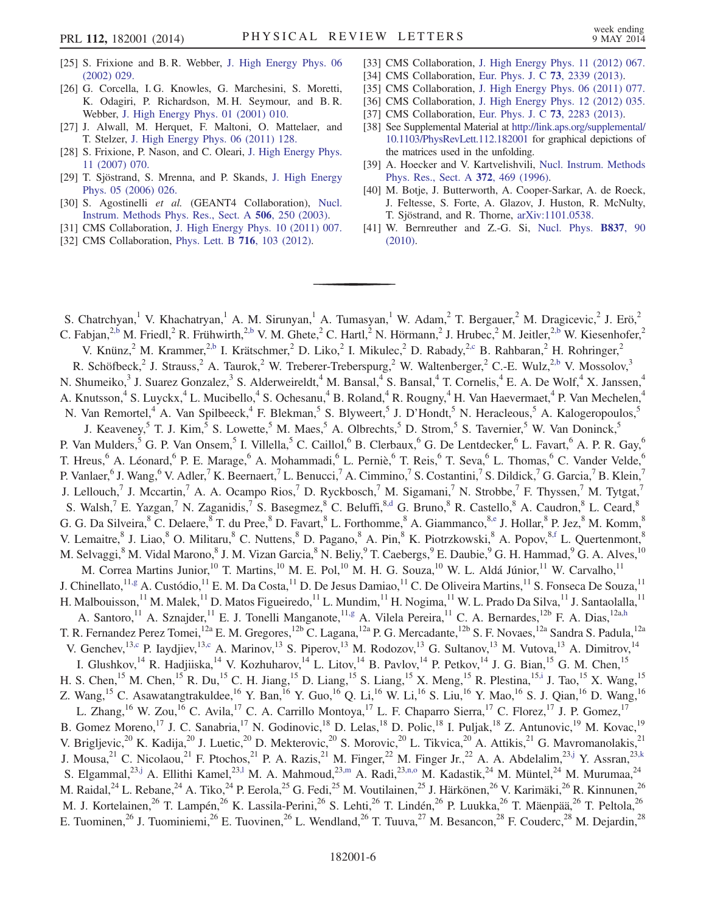[25] S. Frixione and B. R. Webber, J. High Energy Phys. 06 (2002) 029.

[26] G. Corcella, I. G. Knowles, G. Marchesini, S. Moretti, K. Odagiri, P. Richardson, M. H. Seymour, and B. R. Webber, J. High Energy Phys. 01 (2001) 010.

[27] J. Alwall, M. Herquet, F. Maltoni, O. Mattelaer, and T. Stelzer, J. High Energy Phys. 06 (2011) 128.

[28] S. Frixione, P. Nason, and C. Oleari, J. High Energy Phys. 11 (2007) 070.

[29] T. Sjöstrand, S. Mrenna, and P. Skands, J. High Energy Phys. 05 (2006) 026.

[30] S. Agostinelli *et al.* (GEANT4 Collaboration), Nucl. Instrum. Methods Phys. Res., Sect. A **506**, 250 (2003).

[31] CMS Collaboration, J. High Energy Phys. 10 (2011) 007.

[32] CMS Collaboration, Phys. Lett. B **716**, 103 (2012).

[33] CMS Collaboration, J. High Energy Phys. 11 (2012) 067.

[34] CMS Collaboration, Eur. Phys. J. C **73**, 2339 (2013).

[35] CMS Collaboration, J. High Energy Phys. 06 (2011) 077.

[36] CMS Collaboration, J. High Energy Phys. 12 (2012) 035.

[37] CMS Collaboration, Eur. Phys. J. C **73**, 2283 (2013).

[38] See Supplemental Material at http://link.aps.org/supplemental/10.1103/PhysRevLett.112.182001 for graphical depictions of the matrices used in the unfolding.

[39] A. Hoecker and V. Kartvelishvili, Nucl. Instrum. Methods Phys. Res., Sect. A **372**, 469 (1996).

[40] M. Botje, J. Butterworth, A. Cooper-Sarkar, A. de Roeck, J. Feltesse, S. Forte, A. Glazov, J. Huston, R. McNulty, T. Sjöstrand, and R. Thorne, arXiv:1101.0538.

[41] W. Bernreuther and Z.-G. Si, Nucl. Phys. **B837**, 90 (2010).

---

S. Chatrchyan,[1] V. Khachatryan,[1] A. M. Sirunyan,[1] A. Tumasyan,[1] W. Adam,[2] T. Bergauer,[2] M. Dragicevic,[2] J. Erö,[2] C. Fabjan,[2,b] M. Friedl,[2] R. Frühwirth,[2,b] V. M. Ghete,[2] C. Hartl,[2] N. Hörmann,[2] J. Hrubec,[2] M. Jeitler,[2,b] W. Kiesenhofer,[2] V. Knünz,[2] M. Krammer,[2,b] I. Krätschmer,[2] D. Liko,[2] I. Mikulec,[2] D. Rabady,[2,c] B. Rahbaran,[2] H. Rohringer,[2] R. Schöfbeck,[2] J. Strauss,[2] A. Taurok,[2] W. Treberer-Treberspurg,[2] W. Waltenberger,[2] C.-E. Wulz,[2,b] V. Mossolov,[3] N. Shumeiko,[3] J. Suarez Gonzalez,[3] S. Alderweireldt,[4] M. Bansal,[4] S. Bansal,[4] T. Cornelis,[4] E. A. De Wolf,[4] X. Janssen,[4] A. Knutsson,[4] S. Luyckx,[4] L. Mucibello,[4] S. Ochesanu,[4] B. Roland,[4] R. Rougny,[4] H. Van Haevermaet,[4] P. Van Mechelen,[4] N. Van Remortel,[4] A. Van Spilbeeck,[4] F. Blekman,[5] S. Blyweert,[5] J. D'Hondt,[5] N. Heracleous,[5] A. Kalogeropoulos,[5] J. Keaveney,[5] T. J. Kim,[5] S. Lowette,[5] M. Maes,[5] A. Olbrechts,[5] D. Strom,[5] S. Tavernier,[5] W. Van Doninck,[5] P. Van Mulders,[5] G. P. Van Onsem,[5] I. Villella,[5] C. Caillol,[6] B. Clerbaux,[6] G. De Lentdecker,[6] L. Favart,[6] A. P. R. Gay,[6] T. Hreus,[6] A. Léonard,[6] P. E. Marage,[6] A. Mohammadi,[6] L. Perniè,[6] T. Reis,[6] T. Seva,[6] L. Thomas,[6] C. Vander Velde,[6] P. Vanlaer,[6] J. Wang,[6] V. Adler,[7] K. Beernaert,[7] L. Benucci,[7] A. Cimmino,[7] S. Costantini,[7] S. Dildick,[7] G. Garcia,[7] B. Klein,[7] J. Lellouch,[7] J. Mccartin,[7] A. A. Ocampo Rios,[7] D. Ryckbosch,[7] M. Sigamani,[7] N. Strobbe,[7] F. Thyssen,[7] M. Tytgat,[7] S. Walsh,[7] E. Yazgan,[7] N. Zaganidis,[7] S. Basegmez,[8] C. Beluffi,[8,d] G. Bruno,[8] R. Castello,[8] A. Caudron,[8] L. Ceard,[8] G. G. Da Silveira,[8] C. Delaere,[8] T. du Pree,[8] D. Favart,[8] L. Forthomme,[8] A. Giammanco,[8,e] J. Hollar,[8] P. Jez,[8] M. Komm,[8] V. Lemaitre,[8] J. Liao,[8] O. Militaru,[8] C. Nuttens,[8] D. Pagano,[8] A. Pin,[8] K. Piotrzkowski,[8] A. Popov,[8,f] L. Quertenmont,[8] M. Selvaggi,[8] M. Vidal Marono,[8] J. M. Vizan Garcia,[8] N. Beliy,[9] T. Caebergs,[9] E. Daubie,[9] G. H. Hammad,[9] G. A. Alves,[10] M. Correa Martins Junior,[10] T. Martins,[10] M. E. Pol,[10] M. H. G. Souza,[10] W. L. Aldá Júnior,[11] W. Carvalho,[11] J. Chinellato,[11,g] A. Custódio,[11] E. M. Da Costa,[11] D. De Jesus Damiao,[11] C. De Oliveira Martins,[11] S. Fonseca De Souza,[11] H. Malbouisson,[11] M. Malek,[11] D. Matos Figueiredo,[11] L. Mundim,[11] H. Nogima,[11] W. L. Prado Da Silva,[11] J. Santaolalla,[11] A. Santoro,[11] A. Sznajder,[11] E. J. Tonelli Manganote,[11,g] A. Vilela Pereira,[11] C. A. Bernardes,[12b] F. A. Dias,[12a,h] T. R. Fernandez Perez Tomei,[12a] E. M. Gregores,[12b] C. Lagana,[12a] P. G. Mercadante,[12b] S. F. Novaes,[12a] Sandra S. Padula,[12a] V. Genchev,[13,c] P. Iaydjiev,[13,c] A. Marinov,[13] S. Piperov,[13] M. Rodozov,[13] G. Sultanov,[13] M. Vutova,[13] A. Dimitrov,[14] I. Glushkov,[14] R. Hadjiiska,[14] V. Kozhuharov,[14] L. Litov,[14] B. Pavlov,[14] P. Petkov,[14] J. G. Bian,[15] G. M. Chen,[15] H. S. Chen,[15] M. Chen,[15] R. Du,[15] C. H. Jiang,[15] D. Liang,[15] S. Liang,[15] X. Meng,[15] R. Plestina,[15,i] J. Tao,[15] X. Wang,[15] Z. Wang,[15] C. Asawatangtrakuldee,[16] Y. Ban,[16] Y. Guo,[16] Q. Li,[16] W. Li,[16] S. Liu,[16] Y. Mao,[16] S. J. Qian,[16] D. Wang,[16] L. Zhang,[16] W. Zou,[16] C. Avila,[17] C. A. Carrillo Montoya,[17] L. F. Chaparro Sierra,[17] C. Florez,[17] J. P. Gomez,[17] B. Gomez Moreno,[17] J. C. Sanabria,[17] N. Godinovic,[18] D. Lelas,[18] D. Polic,[18] I. Puljak,[18] Z. Antunovic,[19] M. Kovac,[19] V. Brigljevic,[20] K. Kadija,[20] J. Luetic,[20] D. Mekterovic,[20] S. Morovic,[20] L. Tikvica,[20] A. Attikis,[21] G. Mavromanolakis,[21] J. Mousa,[21] C. Nicolaou,[21] F. Ptochos,[21] P. A. Razis,[21] M. Finger,[22] M. Finger Jr.,[22] A. A. Abdelalim,[23,j] Y. Assran,[23,k] S. Elgammal,[23,j] A. Ellithi Kamel,[23,l] M. A. Mahmoud,[23,m] A. Radi,[23,n,o] M. Kadastik,[24] M. Müntel,[24] M. Murumaa,[24] M. Raidal,[24] L. Rebane,[24] A. Tiko,[24] P. Eerola,[25] G. Fedi,[25] M. Voutilainen,[25] J. Härkönen,[26] V. Karimäki,[26] R. Kinnunen,[26] M. J. Kortelainen,[26] T. Lampén,[26] K. Lassila-Perini,[26] S. Lehti,[26] T. Lindén,[26] P. Luukka,[26] T. Mäenpää,[26] T. Peltola,[26] E. Tuominen,[26] J. Tuominiemi,[26] E. Tuovinen,[26] L. Wendland,[26] T. Tuuva,[27] M. Besancon,[28] F. Couderc,[28] M. Dejardin,[28]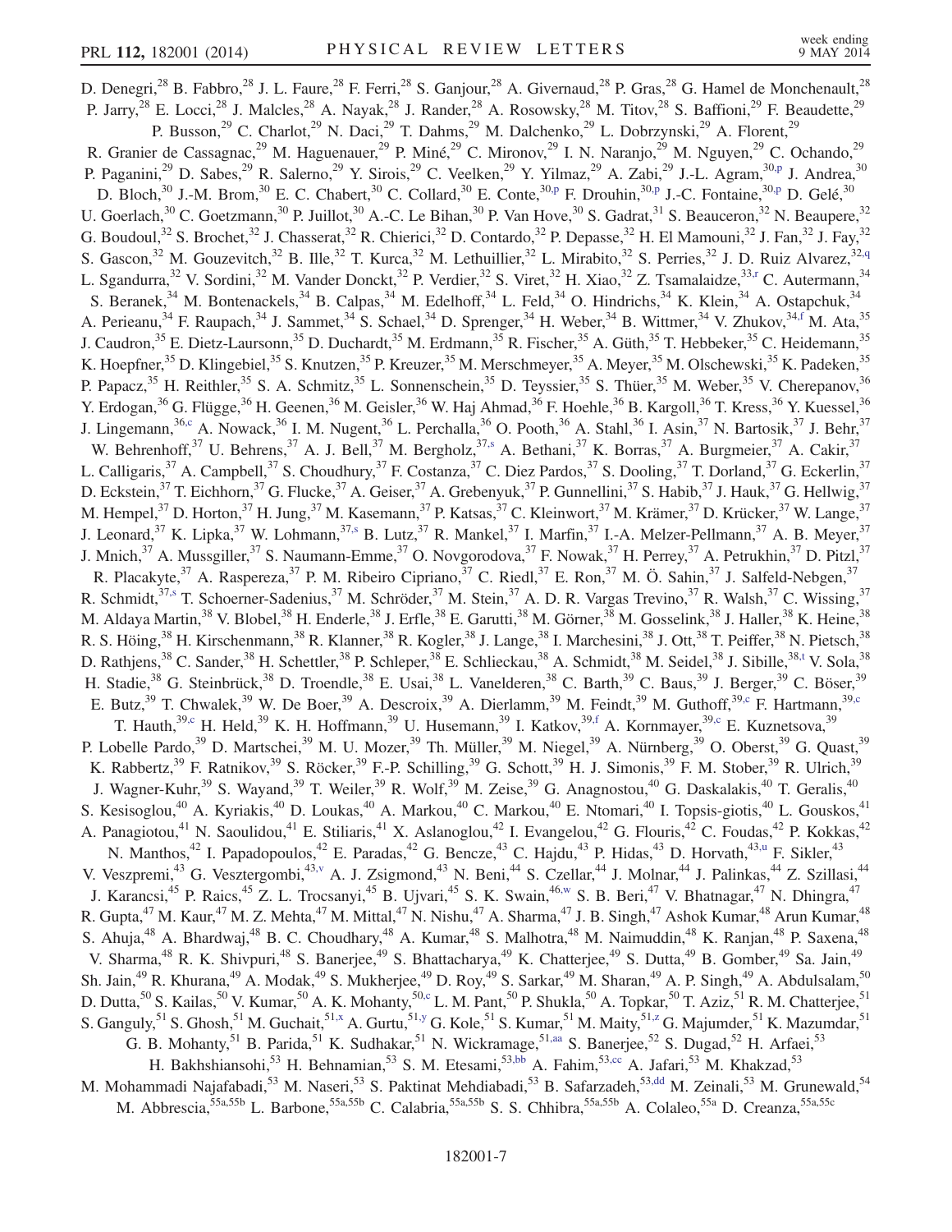D. Denegri,[28] B. Fabbro,[28] J. L. Faure,[28] F. Ferri,[28] S. Ganjour,[28] A. Givernaud,[28] P. Gras,[28] G. Hamel de Monchenault,[28] P. Jarry,[28] E. Locci,[28] J. Malcles,[28] A. Nayak,[28] J. Rander,[28] A. Rosowsky,[28] M. Titov,[28] S. Baffioni,[29] F. Beaudette,[29] P. Busson,[29] C. Charlot,[29] N. Daci,[29] T. Dahms,[29] M. Dalchenko,[29] L. Dobrzynski,[29] A. Florent,[29] R. Granier de Cassagnac,[29] M. Haguenauer,[29] P. Miné,[29] C. Mironov,[29] I. N. Naranjo,[29] M. Nguyen,[29] C. Ochando,[29] P. Paganini,[29] D. Sabes,[29] R. Salerno,[29] Y. Sirois,[29] C. Veelken,[29] Y. Yilmaz,[29] A. Zabi,[29] J.-L. Agram,[30,p] J. Andrea,[30] D. Bloch,[30] J.-M. Brom,[30] E. C. Chabert,[30] C. Collard,[30] E. Conte,[30,p] F. Drouhin,[30,p] J.-C. Fontaine,[30,p] D. Gelé,[30] U. Goerlach,[30] C. Goetzmann,[30] P. Juillot,[30] A.-C. Le Bihan,[30] P. Van Hove,[30] S. Gadrat,[31] S. Beauceron,[32] N. Beaupere,[32] G. Boudoul,[32] S. Brochet,[32] J. Chasserat,[32] R. Chierici,[32] D. Contardo,[32] P. Depasse,[32] H. El Mamouni,[32] J. Fan,[32] J. Fay,[32] S. Gascon,[32] M. Gouzevitch,[32] B. Ille,[32] T. Kurca,[32] M. Lethuillier,[32] L. Mirabito,[32] S. Perries,[32] J. D. Ruiz Alvarez,[32,q] L. Sgandurra,[32] V. Sordini,[32] M. Vander Donckt,[32] P. Verdier,[32] S. Viret,[32] H. Xiao,[32] Z. Tsamalaidze,[33,r] C. Autermann,[34] S. Beranek,[34] M. Bontenackels,[34] B. Calpas,[34] M. Edelhoff,[34] L. Feld,[34] O. Hindrichs,[34] K. Klein,[34] A. Ostapchuk,[34] A. Perieanu,[34] F. Raupach,[34] J. Sammet,[34] S. Schael,[34] D. Sprenger,[34] H. Weber,[34] B. Wittmer,[34] V. Zhukov,[34,f] M. Ata,[35] J. Caudron,[35] E. Dietz-Laursonn,[35] D. Duchardt,[35] M. Erdmann,[35] R. Fischer,[35] A. Güth,[35] T. Hebbeker,[35] C. Heidemann,[35] K. Hoepfner,[35] D. Klingebiel,[35] S. Knutzen,[35] P. Kreuzer,[35] M. Merschmeyer,[35] A. Meyer,[35] M. Olschewski,[35] K. Padeken,[35] P. Papacz,[35] H. Reithler,[35] S. A. Schmitz,[35] L. Sonnenschein,[35] D. Teyssier,[35] S. Thüer,[35] M. Weber,[35] V. Cherepanov,[36] Y. Erdogan,[36] G. Flügge,[36] H. Geenen,[36] M. Geisler,[36] W. Haj Ahmad,[36] F. Hoehle,[36] B. Kargoll,[36] T. Kress,[36] Y. Kuessel,[36] J. Lingemann,[36,c] A. Nowack,[36] I. M. Nugent,[36] L. Perchalla,[36] O. Pooth,[36] A. Stahl,[36] I. Asin,[37] N. Bartosik,[37] J. Behr,[37] W. Behrenhoff,[37] U. Behrens,[37] A. J. Bell,[37] M. Bergholz,[37,s] A. Bethani,[37] K. Borras,[37] A. Burgmeier,[37] A. Cakir,[37] L. Calligaris,[37] A. Campbell,[37] S. Choudhury,[37] F. Costanza,[37] C. Diez Pardos,[37] S. Dooling,[37] T. Dorland,[37] G. Eckerlin,[37] D. Eckstein,[37] T. Eichhorn,[37] G. Flucke,[37] A. Geiser,[37] A. Grebenyuk,[37] P. Gunnellini,[37] S. Habib,[37] J. Hauk,[37] G. Hellwig,[37] M. Hempel,[37] D. Horton,[37] H. Jung,[37] M. Kasemann,[37] P. Katsas,[37] C. Kleinwort,[37] M. Krämer,[37] D. Krücker,[37] W. Lange,[37] J. Leonard,[37] K. Lipka,[37] W. Lohmann,[37,s] B. Lutz,[37] R. Mankel,[37] I. Marfin,[37] I.-A. Melzer-Pellmann,[37] A. B. Meyer,[37] J. Mnich,[37] A. Mussgiller,[37] S. Naumann-Emme,[37] O. Novgorodova,[37] F. Nowak,[37] H. Perrey,[37] A. Petrukhin,[37] D. Pitzl,[37] R. Placakyte,[37] A. Raspereza,[37] P. M. Ribeiro Cipriano,[37] C. Riedl,[37] E. Ron,[37] M. Ö. Sahin,[37] J. Salfeld-Nebgen,[37] R. Schmidt,[37,s] T. Schoerner-Sadenius,[37] M. Schröder,[37] M. Stein,[37] A. D. R. Vargas Trevino,[37] R. Walsh,[37] C. Wissing,[37] M. Aldaya Martin,[38] V. Blobel,[38] H. Enderle,[38] J. Erfle,[38] E. Garutti,[38] M. Görner,[38] M. Gosselink,[38] J. Haller,[38] K. Heine,[38] R. S. Höing,[38] H. Kirschenmann,[38] R. Klanner,[38] R. Kogler,[38] J. Lange,[38] I. Marchesini,[38] J. Ott,[38] T. Peiffer,[38] N. Pietsch,[38] D. Rathjens,[38] C. Sander,[38] H. Schettler,[38] P. Schleper,[38] E. Schlieckau,[38] A. Schmidt,[38] M. Seidel,[38] J. Sibille,[38,t] V. Sola,[38] H. Stadie,[38] G. Steinbrück,[38] D. Troendle,[38] E. Usai,[38] L. Vanelderen,[38] C. Barth,[39] C. Baus,[39] J. Berger,[39] C. Böser,[39] E. Butz,[39] T. Chwalek,[39] W. De Boer,[39] A. Descroix,[39] A. Dierlamm,[39] M. Feindt,[39] M. Guthoff,[39,c] F. Hartmann,[39,c] T. Hauth,[39,c] H. Held,[39] K. H. Hoffmann,[39] U. Husemann,[39] I. Katkov,[39,f] A. Kornmayer,[39,c] E. Kuznetsova,[39] P. Lobelle Pardo,[39] D. Martschei,[39] M. U. Mozer,[39] Th. Müller,[39] M. Niegel,[39] A. Nürnberg,[39] O. Oberst,[39] G. Quast,[39] K. Rabbertz,[39] F. Ratnikov,[39] S. Röcker,[39] F.-P. Schilling,[39] G. Schott,[39] H. J. Simonis,[39] F. M. Stober,[39] R. Ulrich,[39] J. Wagner-Kuhr,[39] S. Wayand,[39] T. Weiler,[39] R. Wolf,[39] M. Zeise,[39] G. Anagnostou,[40] G. Daskalakis,[40] T. Geralis,[40] S. Kesisoglou,[40] A. Kyriakis,[40] D. Loukas,[40] A. Markou,[40] C. Markou,[40] E. Ntomari,[40] I. Topsis-giotis,[40] L. Gouskos,[41] A. Panagiotou,[41] N. Saoulidou,[41] E. Stiliaris,[41] X. Aslanoglou,[42] I. Evangelou,[42] G. Flouris,[42] C. Foudas,[42] P. Kokkas,[42] N. Manthos,[42] I. Papadopoulos,[42] E. Paradas,[42] G. Bencze,[43] C. Hajdu,[43] P. Hidas,[43] D. Horvath,[43,u] F. Sikler,[43] V. Veszpremi,[43] G. Vesztergombi,[43,v] A. J. Zsigmond,[43] N. Beni,[44] S. Czellar,[44] J. Molnar,[44] J. Palinkas,[44] Z. Szillasi,[44] J. Karancsi,[45] P. Raics,[45] Z. L. Trocsanyi,[45] B. Ujvari,[45] S. K. Swain,[46,w] S. B. Beri,[47] V. Bhatnagar,[47] N. Dhingra,[47] R. Gupta,[47] M. Kaur,[47] M. Z. Mehta,[47] M. Mittal,[47] N. Nishu,[47] A. Sharma,[47] J. B. Singh,[47] Ashok Kumar,[48] Arun Kumar,[48] S. Ahuja,[48] A. Bhardwaj,[48] B. C. Choudhary,[48] A. Kumar,[48] S. Malhotra,[48] M. Naimuddin,[48] K. Ranjan,[48] P. Saxena,[48] V. Sharma,[48] R. K. Shivpuri,[48] S. Banerjee,[49] S. Bhattacharya,[49] K. Chatterjee,[49] S. Dutta,[49] B. Gomber,[49] Sa. Jain,[49] Sh. Jain,[49] R. Khurana,[49] A. Modak,[49] S. Mukherjee,[49] D. Roy,[49] S. Sarkar,[49] M. Sharan,[49] A. P. Singh,[49] A. Abdulsalam,[50] D. Dutta,[50] S. Kailas,[50] V. Kumar,[50] A. K. Mohanty,[50,c] L. M. Pant,[50] P. Shukla,[50] A. Topkar,[50] T. Aziz,[51] R. M. Chatterjee,[51] S. Ganguly,[51] S. Ghosh,[51] M. Guchait,[51,x] A. Gurtu,[51,y] G. Kole,[51] S. Kumar,[51] M. Maity,[51,z] G. Majumder,[51] K. Mazumdar,[51] G. B. Mohanty,[51] B. Parida,[51] K. Sudhakar,[51] N. Wickramage,[51,aa] S. Banerjee,[52] S. Dugad,[52] H. Arfaei,[53] H. Bakhshiansohi,[53] H. Behnamian,[53] S. M. Etesami,[53,bb] A. Fahim,[53,cc] A. Jafari,[53] M. Khakzad,[53] M. Mohammadi Najafabadi,[53] M. Naseri,[53] S. Paktinat Mehdiabadi,[53] B. Safarzadeh,[53,dd] M. Zeinali,[53] M. Grunewald,[54] M. Abbrescia,[55a,55b] L. Barbone,[55a,55b] C. Calabria,[55a,55b] S. S. Chhibra,[55a,55b] A. Colaleo,[55a] D. Creanza,[55a,55c]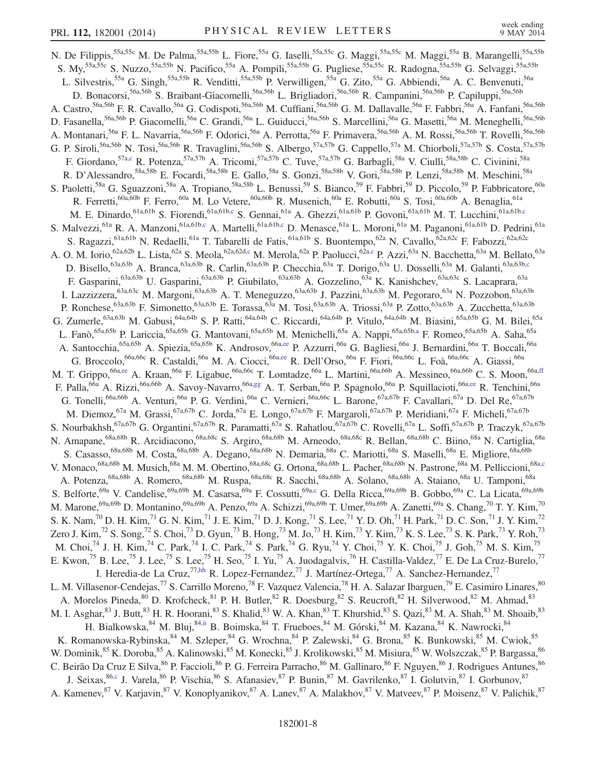N. De Filippis,[55a,55c] M. De Palma,[55a,55b] L. Fiore,[55a] G. Iaselli,[55a,55c] G. Maggi,[55a,55c] M. Maggi,[55a] B. Marangelli,[55a,55b] S. My,[55a,55c] S. Nuzzo,[55a,55b] N. Pacifico,[55a] A. Pompili,[55a,55b] G. Pugliese,[55a,55c] R. Radogna,[55a,55b] G. Selvaggi,[55a,55b] L. Silvestris,[55a] G. Singh,[55a,55b] R. Venditti,[55a,55b] P. Verwilligen,[55a] G. Zito,[55a] G. Abbiendi,[56a] A. C. Benvenuti,[56a] D. Bonacorsi,[56a,56b] S. Braibant-Giacomelli,[56a,56b] L. Brigliadori,[56a,56b] R. Campanini,[56a,56b] P. Capiluppi,[56a,56b] A. Castro,[56a,56b] F. R. Cavallo,[56a] G. Codispoti,[56a,56b] M. Cuffiani,[56a,56b] G. M. Dallavalle,[56a] F. Fabbri,[56a] A. Fanfani,[56a,56b] D. Fasanella,[56a,56b] P. Giacomelli,[56a] C. Grandi,[56a] L. Guiducci,[56a,56b] S. Marcellini,[56a] G. Masetti,[56a] M. Meneghelli,[56a,56b] A. Montanari,[56a] F. L. Navarria,[56a,56b] F. Odorici,[56a] A. Perrotta,[56a] F. Primavera,[56a,56b] A. M. Rossi,[56a,56b] T. Rovelli,[56a,56b] G. P. Siroli,[56a,56b] N. Tosi,[56a,56b] R. Travaglini,[56a,56b] S. Albergo,[57a,57b] G. Cappello,[57a] M. Chiorboli,[57a,57b] S. Costa,[57a,57b] F. Giordano,[57a,c] R. Potenza,[57a,57b] A. Tricomi,[57a,57b] C. Tuve,[57a,57b] G. Barbagli,[58a] V. Ciulli,[58a,58b] C. Civinini,[58a] R. D'Alessandro,[58a,58b] E. Focardi,[58a,58b] E. Gallo,[58a] S. Gonzi,[58a,58b] V. Gori,[58a,58b] P. Lenzi,[58a,58b] M. Meschini,[58a] S. Paoletti,[58a] G. Sguazzoni,[58a] A. Tropiano,[58a,58b] L. Benussi,[59] S. Bianco,[59] F. Fabbri,[59] D. Piccolo,[59] P. Fabbricatore,[60a] R. Ferretti,[60a,60b] F. Ferro,[60a] M. Lo Vetere,[60a,60b] R. Musenich,[60a] E. Robutti,[60a] S. Tosi,[60a,60b] A. Benaglia,[61a] M. E. Dinardo,[61a,61b] S. Fiorendi,[61a,61b,c] S. Gennai,[61a] A. Ghezzi,[61a,61b] P. Govoni,[61a,61b] M. T. Lucchini,[61a,61b,c] S. Malvezzi,[61a] R. A. Manzoni,[61a,61b,c] A. Martelli,[61a,61b,c] D. Menasce,[61a] L. Moroni,[61a] M. Paganoni,[61a,61b] D. Pedrini,[61a] S. Ragazzi,[61a,61b] N. Redaelli,[61a] T. Tabarelli de Fatis,[61a,61b] S. Buontempo,[62a] N. Cavallo,[62a,62c] F. Fabozzi,[62a,62c] A. O. M. Iorio,[62a,62b] L. Lista,[62a] S. Meola,[62a,62d,c] M. Merola,[62a] P. Paolucci,[62a,c] P. Azzi,[63a] N. Bacchetta,[63a] M. Bellato,[63a] D. Bisello,[63a,63b] A. Branca,[63a,63b] R. Carlin,[63a,63b] P. Checchia,[63a] T. Dorigo,[63a] U. Dosselli,[63a] M. Galanti,[63a,63b,c] F. Gasparini,[63a,63b] U. Gasparini,[63a,63b] P. Giubilato,[63a,63b] A. Gozzelino,[63a] K. Kanishchev,[63a,63c] S. Lacaprara,[63a] I. Lazzizzera,[63a,63c] M. Margoni,[63a,63b] A. T. Meneguzzo,[63a,63b] J. Pazzini,[63a,63b] M. Pegoraro,[63a] N. Pozzobon,[63a,63b] P. Ronchese,[63a,63b] F. Simonetto,[63a,63b] E. Torassa,[63a] M. Tosi,[63a,63b] A. Triossi,[63a] P. Zotto,[63a,63b] A. Zucchetta,[63a,63b] G. Zumerle,[63a,63b] M. Gabusi,[64a,64b] S. P. Ratti,[64a,64b] C. Riccardi,[64a,64b] P. Vitulo,[64a,64b] M. Biasini,[65a,65b] G. M. Bilei,[65a] L. Fanò,[65a,65b] P. Lariccia,[65a,65b] G. Mantovani,[65a,65b] M. Menichelli,[65a] A. Nappi,[65a,65b,a] F. Romeo,[65a,65b] A. Saha,[65a] A. Santocchia,[65a,65b] A. Spiezia,[65a,65b] K. Androsov,[66a,ee] P. Azzurri,[66a] G. Bagliesi,[66a] J. Bernardini,[66a] T. Boccali,[66a] G. Broccolo,[66a,66c] R. Castaldi,[66a] M. A. Ciocci,[66a,ee] R. Dell'Orso,[66a] F. Fiori,[66a,66c] L. Foà,[66a,66c] A. Giassi,[66a] M. T. Grippo,[66a,ee] A. Kraan,[66a] F. Ligabue,[66a,66c] T. Lomtadze,[66a] L. Martini,[66a,66b] A. Messineo,[66a,66b] C. S. Moon,[66a,ff] F. Palla,[66a] A. Rizzi,[66a,66b] A. Savoy-Navarro,[66a,gg] A. T. Serban,[66a] P. Spagnolo,[66a] P. Squillacioti,[66a,ee] R. Tenchini,[66a] G. Tonelli,[66a,66b] A. Venturi,[66a] P. G. Verdini,[66a] C. Vernieri,[66a,66c] L. Barone,[67a,67b] F. Cavallari,[67a] D. Del Re,[67a,67b] M. Diemoz,[67a] M. Grassi,[67a,67b] C. Jorda,[67a] E. Longo,[67a,67b] F. Margaroli,[67a,67b] P. Meridiani,[67a] F. Micheli,[67a,67b] S. Nourbakhsh,[67a,67b] G. Organtini,[67a,67b] R. Paramatti,[67a] S. Rahatlou,[67a,67b] C. Rovelli,[67a] L. Soffi,[67a,67b] P. Traczyk,[67a,67b] N. Amapane,[68a,68b] R. Arcidiacono,[68a,68c] S. Argiro,[68a,68b] M. Arneodo,[68a,68c] R. Bellan,[68a,68b] C. Biino,[68a] N. Cartiglia,[68a] S. Casasso,[68a,68b] M. Costa,[68a,68b] A. Degano,[68a,68b] N. Demaria,[68a] C. Mariotti,[68a] S. Maselli,[68a] E. Migliore,[68a,68b] V. Monaco,[68a,68b] M. Musich,[68a] M. M. Obertino,[68a,68c] G. Ortona,[68a,68b] L. Pacher,[68a,68b] N. Pastrone,[68a] M. Pelliccioni,[68a,c] A. Potenza,[68a,68b] A. Romero,[68a,68b] M. Ruspa,[68a,68c] R. Sacchi,[68a,68b] A. Solano,[68a,68b] A. Staiano,[68a] U. Tamponi,[68a] S. Belforte,[69a] V. Candelise,[69a,69b] M. Casarsa,[69a] F. Cossutti,[69a,c] G. Della Ricca,[69a,69b] B. Gobbo,[69a] C. La Licata,[69a,69b] M. Marone,[69a,69b] D. Montanino,[69a,69b] A. Penzo,[69a] A. Schizzi,[69a,69b] T. Umer,[69a,69b] A. Zanetti,[69a] S. Chang,[70] T. Y. Kim,[70] S. K. Nam,[70] D. H. Kim,[71] G. N. Kim,[71] J. E. Kim,[71] D. J. Kong,[71] S. Lee,[71] Y. D. Oh,[71] H. Park,[71] D. C. Son,[71] J. Y. Kim,[72] Zero J. Kim,[72] S. Song,[72] S. Choi,[73] D. Gyun,[73] B. Hong,[73] M. Jo,[73] H. Kim,[73] Y. Kim,[73] K. S. Lee,[73] S. K. Park,[73] Y. Roh,[73] M. Choi,[74] J. H. Kim,[74] C. Park,[74] I. C. Park,[74] S. Park,[74] G. Ryu,[74] Y. Choi,[75] Y. K. Choi,[75] J. Goh,[75] M. S. Kim,[75] E. Kwon,[75] B. Lee,[75] J. Lee,[75] S. Lee,[75] H. Seo,[75] I. Yu,[75] A. Juodagalvis,[76] H. Castilla-Valdez,[77] E. De La Cruz-Burelo,[77] I. Heredia-de La Cruz,[77,hh] R. Lopez-Fernandez,[77] J. Martínez-Ortega,[77] A. Sanchez-Hernandez,[77] L. M. Villasenor-Cendejas,[77] S. Carrillo Moreno,[78] F. Vazquez Valencia,[78] H. A. Salazar Ibarguen,[79] E. Casimiro Linares,[80] A. Morelos Pineda,[80] D. Krofcheck,[81] P. H. Butler,[82] R. Doesburg,[82] S. Reucroft,[82] H. Silverwood,[82] M. Ahmad,[83] M. I. Asghar,[83] J. Butt,[83] H. R. Hoorani,[83] S. Khalid,[83] W. A. Khan,[83] T. Khurshid,[83] S. Qazi,[83] M. A. Shah,[83] M. Shoaib,[83] H. Bialkowska,[84] M. Bluj,[84,ii] B. Boimska,[84] T. Frueboes,[84] M. Górski,[84] M. Kazana,[84] K. Nawrocki,[84] K. Romanowska-Rybinska,[84] M. Szleper,[84] G. Wrochna,[84] P. Zalewski,[84] G. Brona,[85] K. Bunkowski,[85] M. Cwiok,[85] W. Dominik,[85] K. Doroba,[85] A. Kalinowski,[85] M. Konecki,[85] J. Krolikowski,[85] M. Misiura,[85] W. Wolszczak,[85] P. Bargassa,[86] C. Beirão Da Cruz E Silva,[86] P. Faccioli,[86] P. G. Ferreira Parracho,[86] M. Gallinaro,[86] F. Nguyen,[86] J. Rodrigues Antunes,[86] J. Seixas,[86,c] J. Varela,[86] P. Vischia,[86] S. Afanasiev,[87] P. Bunin,[87] M. Gavrilenko,[87] I. Golutvin,[87] I. Gorbunov,[87] A. Kamenev,[87] V. Karjavin,[87] V. Konoplyanikov,[87] A. Lanev,[87] A. Malakhov,[87] V. Matveev,[87] P. Moisenz,[87] V. Palichik,[87]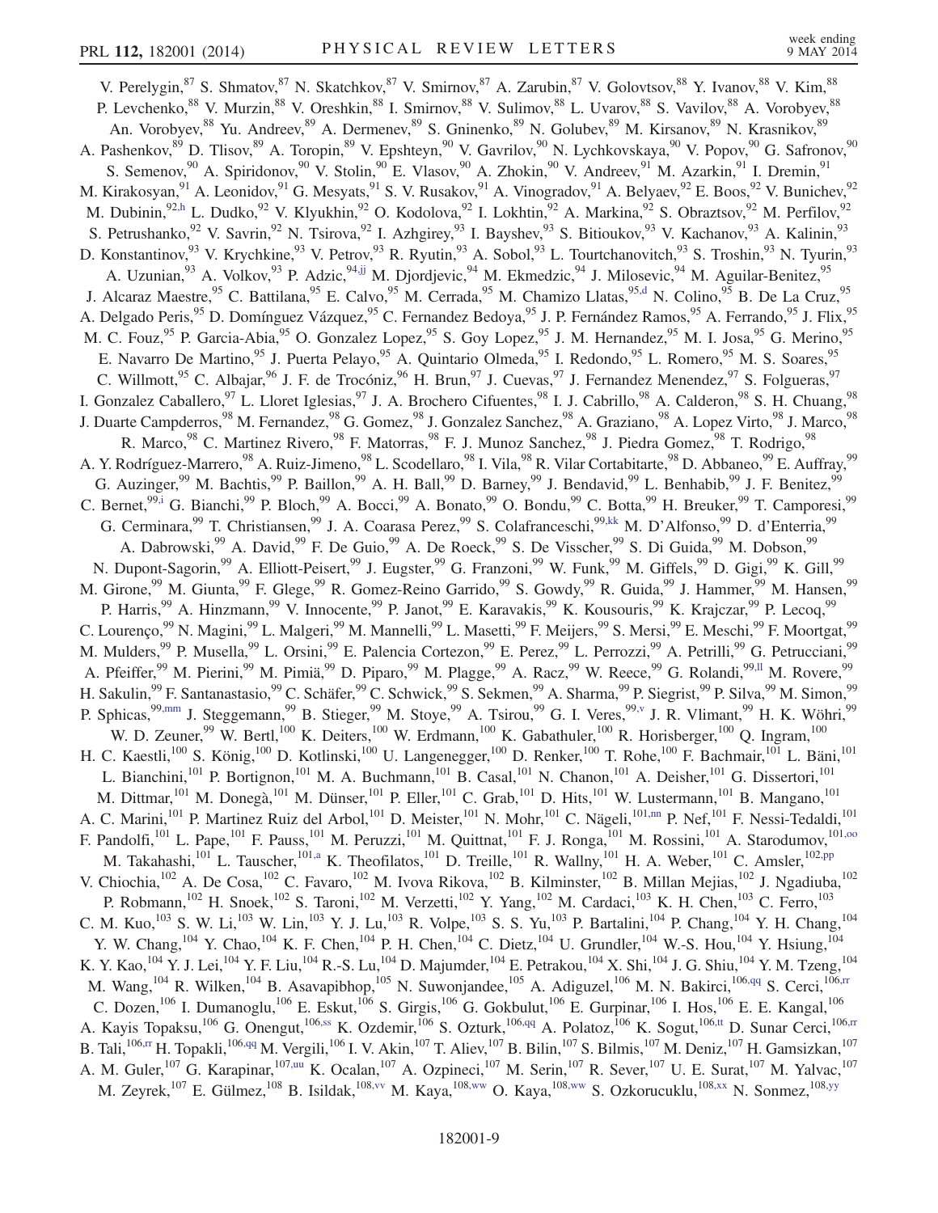V. Perelygin,[87] S. Shmatov,[87] N. Skatchkov,[87] V. Smirnov,[87] A. Zarubin,[87] V. Golovtsov,[88] Y. Ivanov,[88] V. Kim,[88] P. Levchenko,[88] V. Murzin,[88] V. Oreshkin,[88] I. Smirnov,[88] V. Sulimov,[88] L. Uvarov,[88] S. Vavilov,[88] A. Vorobyev,[88] An. Vorobyev,[88] Yu. Andreev,[89] A. Dermenev,[89] S. Gninenko,[89] N. Golubev,[89] M. Kirsanov,[89] N. Krasnikov,[89] A. Pashenkov,[89] D. Tlisov,[89] A. Toropin,[89] V. Epshteyn,[90] V. Gavrilov,[90] N. Lychkovskaya,[90] V. Popov,[90] G. Safronov,[90] S. Semenov,[90] A. Spiridonov,[90] V. Stolin,[90] E. Vlasov,[90] A. Zhokin,[90] V. Andreev,[91] M. Azarkin,[91] I. Dremin,[91] M. Kirakosyan,[91] A. Leonidov,[91] G. Mesyats,[91] S. V. Rusakov,[91] A. Vinogradov,[91] A. Belyaev,[92] E. Boos,[92] V. Bunichev,[92] M. Dubinin,[92,h] L. Dudko,[92] V. Klyukhin,[92] O. Kodolova,[92] I. Lokhtin,[92] A. Markina,[92] S. Obraztsov,[92] M. Perfilov,[92] S. Petrushanko,[92] V. Savrin,[92] N. Tsirova,[92] I. Azhgirey,[93] I. Bayshev,[93] S. Bitioukov,[93] V. Kachanov,[93] A. Kalinin,[93] D. Konstantinov,[93] V. Krychkine,[93] V. Petrov,[93] R. Ryutin,[93] A. Sobol,[93] L. Tourtchanovitch,[93] S. Troshin,[93] N. Tyurin,[93] A. Uzunian,[93] A. Volkov,[93] P. Adzic,[94,jj] M. Djordjevic,[94] M. Ekmedzic,[94] J. Milosevic,[94] M. Aguilar-Benitez,[95] J. Alcaraz Maestre,[95] C. Battilana,[95] E. Calvo,[95] M. Cerrada,[95] M. Chamizo Llatas,[95,d] N. Colino,[95] B. De La Cruz,[95] A. Delgado Peris,[95] D. Domínguez Vázquez,[95] C. Fernandez Bedoya,[95] J. P. Fernández Ramos,[95] A. Ferrando,[95] J. Flix,[95] M. C. Fouz,[95] P. Garcia-Abia,[95] O. Gonzalez Lopez,[95] S. Goy Lopez,[95] J. M. Hernandez,[95] M. I. Josa,[95] G. Merino,[95] E. Navarro De Martino,[95] J. Puerta Pelayo,[95] A. Quintario Olmeda,[95] I. Redondo,[95] L. Romero,[95] M. S. Soares,[95] C. Willmott,[95] C. Albajar,[96] J. F. de Trocóniz,[96] H. Brun,[97] J. Cuevas,[97] J. Fernandez Menendez,[97] S. Folgueras,[97] I. Gonzalez Caballero,[97] L. Lloret Iglesias,[97] J. A. Brochero Cifuentes,[98] I. J. Cabrillo,[98] A. Calderon,[98] S. H. Chuang,[98] J. Duarte Campderros,[98] M. Fernandez,[98] G. Gomez,[98] J. Gonzalez Sanchez,[98] A. Graziano,[98] A. Lopez Virto,[98] J. Marco,[98] R. Marco,[98] C. Martinez Rivero,[98] F. Matorras,[98] F. J. Munoz Sanchez,[98] J. Piedra Gomez,[98] T. Rodrigo,[98] A. Y. Rodríguez-Marrero,[98] A. Ruiz-Jimeno,[98] L. Scodellaro,[98] I. Vila,[98] R. Vilar Cortabitarte,[98] D. Abbaneo,[99] E. Auffray,[99] G. Auzinger,[99] M. Bachtis,[99] P. Baillon,[99] A. H. Ball,[99] D. Barney,[99] J. Bendavid,[99] L. Benhabib,[99] J. F. Benitez,[99] C. Bernet,[99,i] G. Bianchi,[99] P. Bloch,[99] A. Bocci,[99] A. Bonato,[99] O. Bondu,[99] C. Botta,[99] H. Breuker,[99] T. Camporesi,[99] G. Cerminara,[99] T. Christiansen,[99] J. A. Coarasa Perez,[99] S. Colafranceschi,[99,kk] M. D'Alfonso,[99] D. d'Enterria,[99] A. Dabrowski,[99] A. David,[99] F. De Guio,[99] A. De Roeck,[99] S. De Visscher,[99] S. Di Guida,[99] M. Dobson,[99] N. Dupont-Sagorin,[99] A. Elliott-Peisert,[99] J. Eugster,[99] G. Franzoni,[99] W. Funk,[99] M. Giffels,[99] D. Gigi,[99] K. Gill,[99] M. Girone,[99] M. Giunta,[99] F. Glege,[99] R. Gomez-Reino Garrido,[99] S. Gowdy,[99] R. Guida,[99] J. Hammer,[99] M. Hansen,[99] P. Harris,[99] A. Hinzmann,[99] V. Innocente,[99] P. Janot,[99] E. Karavakis,[99] K. Kousouris,[99] K. Krajczar,[99] P. Lecoq,[99] C. Lourenço,[99] N. Magini,[99] L. Malgeri,[99] M. Mannelli,[99] L. Masetti,[99] F. Meijers,[99] S. Mersi,[99] E. Meschi,[99] F. Moortgat,[99] M. Mulders,[99] P. Musella,[99] L. Orsini,[99] E. Palencia Cortezon,[99] E. Perez,[99] L. Perrozzi,[99] A. Petrilli,[99] G. Petrucciani,[99] A. Pfeiffer,[99] M. Pierini,[99] M. Pimiä,[99] D. Piparo,[99] M. Plagge,[99] A. Racz,[99] W. Reece,[99] G. Rolandi,[99,ll] M. Rovere,[99] H. Sakulin,[99] F. Santanastasio,[99] C. Schäfer,[99] C. Schwick,[99] S. Sekmen,[99] A. Sharma,[99] P. Siegrist,[99] P. Silva,[99] M. Simon,[99] P. Sphicas,[99,mm] J. Steggemann,[99] B. Stieger,[99] M. Stoye,[99] A. Tsirou,[99] G. I. Veres,[99,v] J. R. Vlimant,[99] H. K. Wöhri,[99] W. D. Zeuner,[99] W. Bertl,[100] K. Deiters,[100] W. Erdmann,[100] K. Gabathuler,[100] R. Horisberger,[100] Q. Ingram,[100] H. C. Kaestli,[100] S. König,[100] D. Kotlinski,[100] U. Langenegger,[100] D. Renker,[100] T. Rohe,[100] F. Bachmair,[101] L. Bäni,[101] L. Bianchini,[101] P. Bortignon,[101] M. A. Buchmann,[101] B. Casal,[101] N. Chanon,[101] A. Deisher,[101] G. Dissertori,[101] M. Dittmar,[101] M. Donegà,[101] M. Dünser,[101] P. Eller,[101] C. Grab,[101] D. Hits,[101] W. Lustermann,[101] B. Mangano,[101] A. C. Marini,[101] P. Martinez Ruiz del Arbol,[101] D. Meister,[101] N. Mohr,[101] C. Nägeli,[101,nn] P. Nef,[101] F. Nessi-Tedaldi,[101] F. Pandolfi,[101] L. Pape,[101] F. Pauss,[101] M. Peruzzi,[101] M. Quittnat,[101] F. J. Ronga,[101] M. Rossini,[101] A. Starodumov,[101,oo] M. Takahashi,[101] L. Tauscher,[101,a] K. Theofilatos,[101] D. Treille,[101] R. Wallny,[101] H. A. Weber,[101] C. Amsler,[102,pp] V. Chiochia,[102] A. De Cosa,[102] C. Favaro,[102] M. Ivova Rikova,[102] B. Kilminster,[102] B. Millan Mejias,[102] J. Ngadiuba,[102] P. Robmann,[102] H. Snoek,[102] S. Taroni,[102] M. Verzetti,[102] Y. Yang,[102] M. Cardaci,[103] K. H. Chen,[103] C. Ferro,[103] C. M. Kuo,[103] S. W. Li,[103] W. Lin,[103] Y. J. Lu,[103] R. Volpe,[103] S. S. Yu,[103] P. Bartalini,[104] P. Chang,[104] Y. H. Chang,[104] Y. W. Chang,[104] Y. Chao,[104] K. F. Chen,[104] P. H. Chen,[104] C. Dietz,[104] U. Grundler,[104] W.-S. Hou,[104] Y. Hsiung,[104] K. Y. Kao,[104] Y. J. Lei,[104] Y. F. Liu,[104] R.-S. Lu,[104] D. Majumder,[104] E. Petrakou,[104] X. Shi,[104] J. G. Shiu,[104] Y. M. Tzeng,[104] M. Wang,[104] R. Wilken,[104] B. Asavapibhop,[105] N. Suwonjandee,[105] A. Adiguzel,[106] M. N. Bakirci,[106,qq] S. Cerci,[106,rr] C. Dozen,[106] I. Dumanoglu,[106] E. Eskut,[106] S. Girgis,[106] G. Gokbulut,[106] E. Gurpinar,[106] I. Hos,[106] E. E. Kangal,[106] A. Kayis Topaksu,[106] G. Onengut,[106,ss] K. Ozdemir,[106] S. Ozturk,[106,qq] A. Polatoz,[106] K. Sogut,[106,tt] D. Sunar Cerci,[106,rr] B. Tali,[106,rr] H. Topakli,[106,qq] M. Vergili,[106] I. V. Akin,[107] T. Aliev,[107] B. Bilin,[107] S. Bilmis,[107] M. Deniz,[107] H. Gamsizkan,[107] A. M. Guler,[107] G. Karapinar,[107,uu] K. Ocalan,[107] A. Ozpineci,[107] M. Serin,[107] R. Sever,[107] U. E. Surat,[107] M. Yalvac,[107] M. Zeyrek,[107] E. Gülmez,[108] B. Isildak,[108,vv] M. Kaya,[108,ww] O. Kaya,[108,ww] S. Ozkorucuklu,[108,xx] N. Sonmez,[108,yy]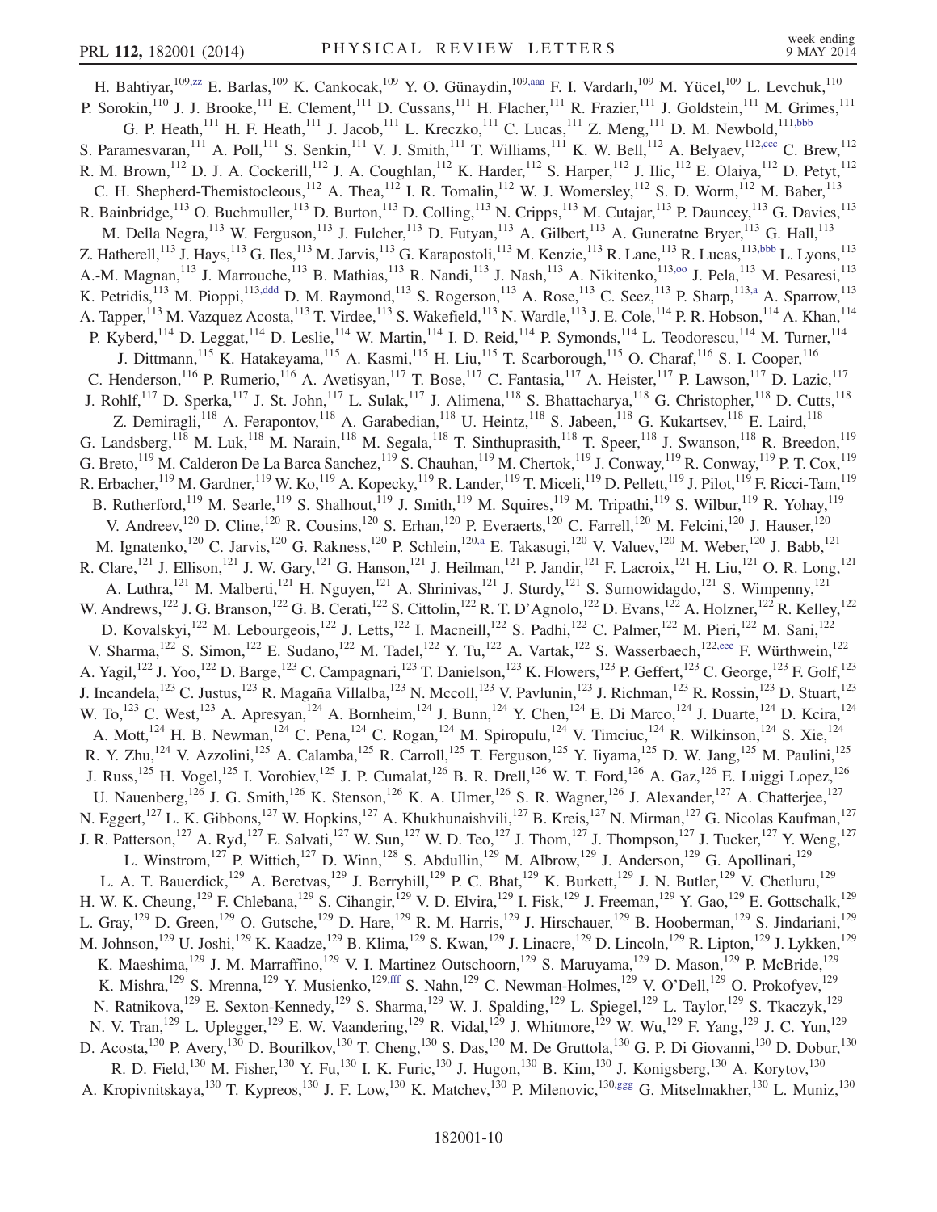H. Bahtiyar,[109,zz] E. Barlas,[109] K. Cankocak,[109] Y. O. Günaydin,[109,aaa] F. I. Vardarlı,[109] M. Yücel,[109] L. Levchuk,[110] P. Sorokin,[110] J. J. Brooke,[111] E. Clement,[111] D. Cussans,[111] H. Flacher,[111] R. Frazier,[111] J. Goldstein,[111] M. Grimes,[111] G. P. Heath,[111] H. F. Heath,[111] J. Jacob,[111] L. Kreczko,[111] C. Lucas,[111] Z. Meng,[111] D. M. Newbold,[111,bbb] S. Paramesvaran,[111] A. Poll,[111] S. Senkin,[111] V. J. Smith,[111] T. Williams,[111] K. W. Bell,[112] A. Belyaev,[112,ccc] C. Brew,[112] R. M. Brown,[112] D. J. A. Cockerill,[112] J. A. Coughlan,[112] K. Harder,[112] S. Harper,[112] J. Ilic,[112] E. Olaiya,[112] D. Petyt,[112] C. H. Shepherd-Themistocleous,[112] A. Thea,[112] I. R. Tomalin,[112] W. J. Womersley,[112] S. D. Worm,[112] M. Baber,[113] R. Bainbridge,[113] O. Buchmuller,[113] D. Burton,[113] D. Colling,[113] N. Cripps,[113] M. Cutajar,[113] P. Dauncey,[113] G. Davies,[113] M. Della Negra,[113] W. Ferguson,[113] J. Fulcher,[113] D. Futyan,[113] A. Gilbert,[113] A. Guneratne Bryer,[113] G. Hall,[113] Z. Hatherell,[113] J. Hays,[113] G. Iles,[113] M. Jarvis,[113] G. Karapostoli,[113] M. Kenzie,[113] R. Lane,[113] R. Lucas,[113,bbb] L. Lyons,[113] A.-M. Magnan,[113] J. Marrouche,[113] B. Mathias,[113] R. Nandi,[113] J. Nash,[113] A. Nikitenko,[113,oo] J. Pela,[113] M. Pesaresi,[113] K. Petridis,[113] M. Pioppi,[113,ddd] D. M. Raymond,[113] S. Rogerson,[113] A. Rose,[113] C. Seez,[113] P. Sharp,[113,a] A. Sparrow,[113] A. Tapper,[113] M. Vazquez Acosta,[113] T. Virdee,[113] S. Wakefield,[113] N. Wardle,[113] J. E. Cole,[114] P. R. Hobson,[114] A. Khan,[114] P. Kyberd,[114] D. Leggat,[114] D. Leslie,[114] W. Martin,[114] I. D. Reid,[114] P. Symonds,[114] L. Teodorescu,[114] M. Turner,[114] J. Dittmann,[115] K. Hatakeyama,[115] A. Kasmi,[115] H. Liu,[115] T. Scarborough,[115] O. Charaf,[116] S. I. Cooper,[116] C. Henderson,[116] P. Rumerio,[116] A. Avetisyan,[117] T. Bose,[117] C. Fantasia,[117] A. Heister,[117] P. Lawson,[117] D. Lazic,[117] J. Rohlf,[117] D. Sperka,[117] J. St. John,[117] L. Sulak,[117] J. Alimena,[118] S. Bhattacharya,[118] G. Christopher,[118] D. Cutts,[118] Z. Demiragli,[118] A. Ferapontov,[118] A. Garabedian,[118] U. Heintz,[118] S. Jabeen,[118] G. Kukartsev,[118] E. Laird,[118] G. Landsberg,[118] M. Luk,[118] M. Narain,[118] M. Segala,[118] T. Sinthuprasith,[118] T. Speer,[118] J. Swanson,[118] R. Breedon,[119] G. Breto,[119] M. Calderon De La Barca Sanchez,[119] S. Chauhan,[119] M. Chertok,[119] J. Conway,[119] R. Conway,[119] P. T. Cox,[119] R. Erbacher,[119] M. Gardner,[119] W. Ko,[119] A. Kopecky,[119] R. Lander,[119] T. Miceli,[119] D. Pellett,[119] J. Pilot,[119] F. Ricci-Tam,[119] B. Rutherford,[119] M. Searle,[119] S. Shalhout,[119] J. Smith,[119] M. Squires,[119] M. Tripathi,[119] S. Wilbur,[119] R. Yohay,[119] V. Andreev,[120] D. Cline,[120] R. Cousins,[120] S. Erhan,[120] P. Everaerts,[120] C. Farrell,[120] M. Felcini,[120] J. Hauser,[120] M. Ignatenko,[120] C. Jarvis,[120] G. Rakness,[120] P. Schlein,[120,a] E. Takasugi,[120] V. Valuev,[120] M. Weber,[120] J. Babb,[121] R. Clare,[121] J. Ellison,[121] J. W. Gary,[121] G. Hanson,[121] J. Heilman,[121] P. Jandir,[121] F. Lacroix,[121] H. Liu,[121] O. R. Long,[121] A. Luthra,[121] M. Malberti,[121] H. Nguyen,[121] A. Shrinivas,[121] J. Sturdy,[121] S. Sumowidagdo,[121] S. Wimpenny,[121] W. Andrews,[122] J. G. Branson,[122] G. B. Cerati,[122] S. Cittolin,[122] R. T. D'Agnolo,[122] D. Evans,[122] A. Holzner,[122] R. Kelley,[122] D. Kovalskyi,[122] M. Lebourgeois,[122] J. Letts,[122] I. Macneill,[122] S. Padhi,[122] C. Palmer,[122] M. Pieri,[122] M. Sani,[122] V. Sharma,[122] S. Simon,[122] E. Sudano,[122] M. Tadel,[122] Y. Tu,[122] A. Vartak,[122] S. Wasserbaech,[122,eee] F. Würthwein,[122] A. Yagil,[122] J. Yoo,[122] D. Barge,[123] C. Campagnari,[123] T. Danielson,[123] K. Flowers,[123] P. Geffert,[123] C. George,[123] F. Golf,[123] J. Incandela,[123] C. Justus,[123] R. Magaña Villalba,[123] N. Mccoll,[123] V. Pavlunin,[123] J. Richman,[123] R. Rossin,[123] D. Stuart,[123] W. To,[123] C. West,[123] A. Apresyan,[124] A. Bornheim,[124] J. Bunn,[124] Y. Chen,[124] E. Di Marco,[124] J. Duarte,[124] D. Kcira,[124] A. Mott,[124] H. B. Newman,[124] C. Pena,[124] C. Rogan,[124] M. Spiropulu,[124] V. Timciuc,[124] R. Wilkinson,[124] S. Xie,[124] R. Y. Zhu,[124] V. Azzolini,[125] A. Calamba,[125] R. Carroll,[125] T. Ferguson,[125] Y. Iiyama,[125] D. W. Jang,[125] M. Paulini,[125] J. Russ,[125] H. Vogel,[125] I. Vorobiev,[125] J. P. Cumalat,[126] B. R. Drell,[126] W. T. Ford,[126] A. Gaz,[126] E. Luiggi Lopez,[126] U. Nauenberg,[126] J. G. Smith,[126] K. Stenson,[126] K. A. Ulmer,[126] S. R. Wagner,[126] J. Alexander,[127] A. Chatterjee,[127] N. Eggert,[127] L. K. Gibbons,[127] W. Hopkins,[127] A. Khukhunaishvili,[127] B. Kreis,[127] N. Mirman,[127] G. Nicolas Kaufman,[127] J. R. Patterson,[127] A. Ryd,[127] E. Salvati,[127] W. Sun,[127] W. D. Teo,[127] J. Thom,[127] J. Thompson,[127] J. Tucker,[127] Y. Weng,[127] L. Winstrom,[127] P. Wittich,[127] D. Winn,[128] S. Abdullin,[129] M. Albrow,[129] J. Anderson,[129] G. Apollinari,[129] L. A. T. Bauerdick,[129] A. Beretvas,[129] J. Berryhill,[129] P. C. Bhat,[129] K. Burkett,[129] J. N. Butler,[129] V. Chetluru,[129] H. W. K. Cheung,[129] F. Chlebana,[129] S. Cihangir,[129] V. D. Elvira,[129] I. Fisk,[129] J. Freeman,[129] Y. Gao,[129] E. Gottschalk,[129] L. Gray,[129] D. Green,[129] O. Gutsche,[129] D. Hare,[129] R. M. Harris,[129] J. Hirschauer,[129] B. Hooberman,[129] S. Jindariani,[129] M. Johnson,[129] U. Joshi,[129] K. Kaadze,[129] B. Klima,[129] S. Kwan,[129] J. Linacre,[129] D. Lincoln,[129] R. Lipton,[129] J. Lykken,[129] K. Maeshima,[129] J. M. Marraffino,[129] V. I. Martinez Outschoorn,[129] S. Maruyama,[129] D. Mason,[129] P. McBride,[129] K. Mishra,[129] S. Mrenna,[129] Y. Musienko,[129,fff] S. Nahn,[129] C. Newman-Holmes,[129] V. O'Dell,[129] O. Prokofyev,[129] N. Ratnikova,[129] E. Sexton-Kennedy,[129] S. Sharma,[129] W. J. Spalding,[129] L. Spiegel,[129] L. Taylor,[129] S. Tkaczyk,[129] N. V. Tran,[129] L. Uplegger,[129] E. W. Vaandering,[129] R. Vidal,[129] J. Whitmore,[129] W. Wu,[129] F. Yang,[129] J. C. Yun,[129] D. Acosta,[130] P. Avery,[130] D. Bourilkov,[130] T. Cheng,[130] S. Das,[130] M. De Gruttola,[130] G. P. Di Giovanni,[130] D. Dobur,[130] R. D. Field,[130] M. Fisher,[130] Y. Fu,[130] I. K. Furic,[130] J. Hugon,[130] B. Kim,[130] J. Konigsberg,[130] A. Korytov,[130] A. Kropivnitskaya,[130] T. Kypreos,[130] J. F. Low,[130] K. Matchev,[130] P. Milenovic,[130,ggg] G. Mitselmakher,[130] L. Muniz,[130]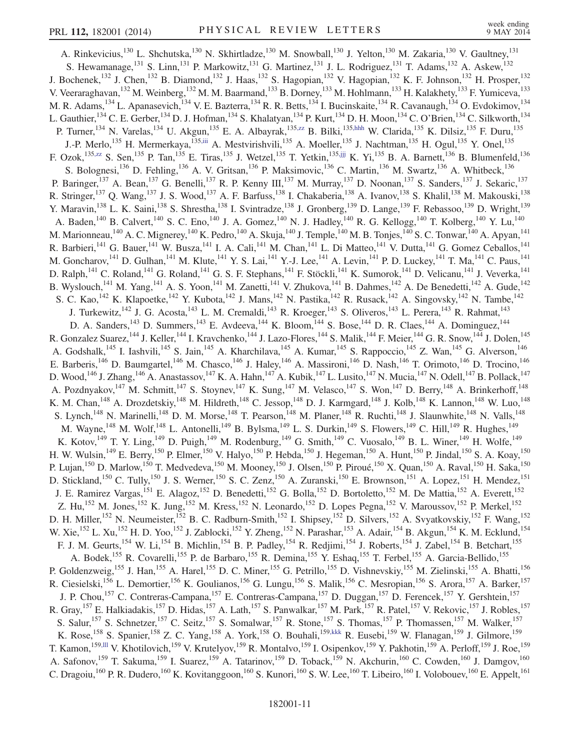A. Rinkevicius,[130] L. Shchutska,[130] N. Skhirtladze,[130] M. Snowball,[130] J. Yelton,[130] M. Zakaria,[130] V. Gaultney,[131] S. Hewamanage,[131] S. Linn,[131] P. Markowitz,[131] G. Martinez,[131] J. L. Rodriguez,[131] T. Adams,[132] A. Askew,[132] J. Bochenek,[132] J. Chen,[132] B. Diamond,[132] J. Haas,[132] S. Hagopian,[132] V. Hagopian,[132] K. F. Johnson,[132] H. Prosper,[132] V. Veeraraghavan,[132] M. Weinberg,[132] M. M. Baarmand,[133] B. Dorney,[133] M. Hohlmann,[133] H. Kalakhety,[133] F. Yumiceva,[133] M. R. Adams,[134] L. Apanasevich,[134] V. E. Bazterra,[134] R. R. Betts,[134] I. Bucinskaite,[134] R. Cavanaugh,[134] O. Evdokimov,[134] L. Gauthier,[134] C. E. Gerber,[134] D. J. Hofman,[134] S. Khalatyan,[134] P. Kurt,[134] D. H. Moon,[134] C. O'Brien,[134] C. Silkworth,[134] P. Turner,[134] N. Varelas,[134] U. Akgun,[135] E. A. Albayrak,[135,zz] B. Bilki,[135,hhh] W. Clarida,[135] K. Dilsiz,[135] F. Duru,[135] J.-P. Merlo,[135] H. Mermerkaya,[135,iii] A. Mestvirishvili,[135] A. Moeller,[135] J. Nachtman,[135] H. Ogul,[135] Y. Onel,[135] F. Ozok,[135,zz] S. Sen,[135] P. Tan,[135] E. Tiras,[135] J. Wetzel,[135] T. Yetkin,[135,jjj] K. Yi,[135] B. A. Barnett,[136] B. Blumenfeld,[136] S. Bolognesi,[136] D. Fehling,[136] A. V. Gritsan,[136] P. Maksimovic,[136] C. Martin,[136] M. Swartz,[136] A. Whitbeck,[136] P. Baringer,[137] A. Bean,[137] G. Benelli,[137] R. P. Kenny III,[137] M. Murray,[137] D. Noonan,[137] S. Sanders,[137] J. Sekaric,[137] R. Stringer,[137] Q. Wang,[137] J. S. Wood,[137] A. F. Barfuss,[138] I. Chakaberia,[138] A. Ivanov,[138] S. Khalil,[138] M. Makouski,[138] Y. Maravin,[138] L. K. Saini,[138] S. Shrestha,[138] I. Svintradze,[138] J. Gronberg,[139] D. Lange,[139] F. Rebassoo,[139] D. Wright,[139] A. Baden,[140] B. Calvert,[140] S. C. Eno,[140] J. A. Gomez,[140] N. J. Hadley,[140] R. G. Kellogg,[140] T. Kolberg,[140] Y. Lu,[140] M. Marionneau,[140] A. C. Mignerey,[140] K. Pedro,[140] A. Skuja,[140] J. Temple,[140] M. B. Tonjes,[140] S. C. Tonwar,[140] A. Apyan,[141] R. Barbieri,[141] G. Bauer,[141] W. Busza,[141] I. A. Cali,[141] M. Chan,[141] L. Di Matteo,[141] V. Dutta,[141] G. Gomez Ceballos,[141] M. Goncharov,[141] D. Gulhan,[141] M. Klute,[141] Y. S. Lai,[141] Y.-J. Lee,[141] A. Levin,[141] P. D. Luckey,[141] T. Ma,[141] C. Paus,[141] D. Ralph,[141] C. Roland,[141] G. Roland,[141] G. S. F. Stephans,[141] F. Stöckli,[141] K. Sumorok,[141] D. Velicanu,[141] J. Veverka,[141] B. Wyslouch,[141] M. Yang,[141] A. S. Yoon,[141] M. Zanetti,[141] V. Zhukova,[141] B. Dahmes,[142] A. De Benedetti,[142] A. Gude,[142] S. C. Kao,[142] K. Klapoetke,[142] Y. Kubota,[142] J. Mans,[142] N. Pastika,[142] R. Rusack,[142] A. Singovsky,[142] N. Tambe,[142] J. Turkewitz,[142] J. G. Acosta,[143] L. M. Cremaldi,[143] R. Kroeger,[143] S. Oliveros,[143] L. Perera,[143] R. Rahmat,[143] D. A. Sanders,[143] D. Summers,[143] E. Avdeeva,[144] K. Bloom,[144] S. Bose,[144] D. R. Claes,[144] A. Dominguez,[144] R. Gonzalez Suarez,[144] J. Keller,[144] I. Kravchenko,[144] J. Lazo-Flores,[144] S. Malik,[144] F. Meier,[144] G. R. Snow,[144] J. Dolen,[145] A. Godshalk,[145] I. Iashvili,[145] S. Jain,[145] A. Kharchilava,[145] A. Kumar,[145] S. Rappoccio,[145] Z. Wan,[145] G. Alverson,[146] E. Barberis,[146] D. Baumgartel,[146] M. Chasco,[146] J. Haley,[146] A. Massironi,[146] D. Nash,[146] T. Orimoto,[146] D. Trocino,[146] D. Wood,[146] J. Zhang,[146] A. Anastassov,[147] K. A. Hahn,[147] A. Kubik,[147] L. Lusito,[147] N. Mucia,[147] N. Odell,[147] B. Pollack,[147] A. Pozdnyakov,[147] M. Schmitt,[147] S. Stoynev,[147] K. Sung,[147] M. Velasco,[147] S. Won,[147] D. Berry,[148] A. Brinkerhoff,[148] K. M. Chan,[148] A. Drozdetskiy,[148] M. Hildreth,[148] C. Jessop,[148] D. J. Karmgard,[148] J. Kolb,[148] K. Lannon,[148] W. Luo,[148] S. Lynch,[148] N. Marinelli,[148] D. M. Morse,[148] T. Pearson,[148] M. Planer,[148] R. Ruchti,[148] J. Slaunwhite,[148] N. Valls,[148] M. Wayne,[148] M. Wolf,[148] L. Antonelli,[149] B. Bylsma,[149] L. S. Durkin,[149] S. Flowers,[149] C. Hill,[149] R. Hughes,[149] K. Kotov,[149] T. Y. Ling,[149] D. Puigh,[149] M. Rodenburg,[149] G. Smith,[149] C. Vuosalo,[149] B. L. Winer,[149] H. Wolfe,[149] H. W. Wulsin,[149] E. Berry,[150] P. Elmer,[150] V. Halyo,[150] P. Hebda,[150] J. Hegeman,[150] A. Hunt,[150] P. Jindal,[150] S. A. Koay,[150] P. Lujan,[150] D. Marlow,[150] T. Medvedeva,[150] M. Mooney,[150] J. Olsen,[150] P. Piroué,[150] X. Quan,[150] A. Raval,[150] H. Saka,[150] D. Stickland,[150] C. Tully,[150] J. S. Werner,[150] S. C. Zenz,[150] A. Zuranski,[150] E. Brownson,[151] A. Lopez,[151] H. Mendez,[151] J. E. Ramirez Vargas,[151] E. Alagoz,[152] D. Benedetti,[152] G. Bolla,[152] D. Bortoletto,[152] M. De Mattia,[152] A. Everett,[152] Z. Hu,[152] M. Jones,[152] K. Jung,[152] M. Kress,[152] N. Leonardo,[152] D. Lopes Pegna,[152] V. Maroussov,[152] P. Merkel,[152] D. H. Miller,[152] N. Neumeister,[152] B. C. Radburn-Smith,[152] I. Shipsey,[152] D. Silvers,[152] A. Svyatkovskiy,[152] F. Wang,[152] W. Xie,[152] L. Xu,[152] H. D. Yoo,[152] J. Zablocki,[152] Y. Zheng,[152] N. Parashar,[153] A. Adair,[154] B. Akgun,[154] K. M. Ecklund,[154] F. J. M. Geurts,[154] W. Li,[154] B. Michlin,[154] B. P. Padley,[154] R. Redjimi,[154] J. Roberts,[154] J. Zabel,[154] B. Betchart,[155] A. Bodek,[155] R. Covarelli,[155] P. de Barbaro,[155] R. Demina,[155] Y. Eshaq,[155] T. Ferbel,[155] A. Garcia-Bellido,[155] P. Goldenzweig,[155] J. Han,[155] A. Harel,[155] D. C. Miner,[155] G. Petrillo,[155] D. Vishnevskiy,[155] M. Zielinski,[155] A. Bhatti,[156] R. Ciesielski,[156] L. Demortier,[156] K. Goulianos,[156] G. Lungu,[156] S. Malik,[156] C. Mesropian,[156] S. Arora,[157] A. Barker,[157] J. P. Chou,[157] C. Contreras-Campana,[157] E. Contreras-Campana,[157] D. Duggan,[157] D. Ferencek,[157] Y. Gershtein,[157] R. Gray,[157] E. Halkiadakis,[157] D. Hidas,[157] A. Lath,[157] S. Panwalkar,[157] M. Park,[157] R. Patel,[157] V. Rekovic,[157] J. Robles,[157] S. Salur,[157] S. Schnetzer,[157] C. Seitz,[157] S. Somalwar,[157] R. Stone,[157] S. Thomas,[157] P. Thomassen,[157] M. Walker,[157] K. Rose,[158] S. Spanier,[158] Z. C. Yang,[158] A. York,[158] O. Bouhali,[159,kkk] R. Eusebi,[159] W. Flanagan,[159] J. Gilmore,[159] T. Kamon,[159,lll] V. Khotilovich,[159] V. Krutelyov,[159] R. Montalvo,[159] I. Osipenkov,[159] Y. Pakhotin,[159] A. Perloff,[159] J. Roe,[159] A. Safonov,[159] T. Sakuma,[159] I. Suarez,[159] A. Tatarinov,[159] D. Toback,[159] N. Akchurin,[160] C. Cowden,[160] J. Damgov,[160] C. Dragoiu,[160] P. R. Dudero,[160] K. Kovitanggoon,[160] S. Kunori,[160] S. W. Lee,[160] T. Libeiro,[160] I. Volobouev,[160] E. Appelt,[161]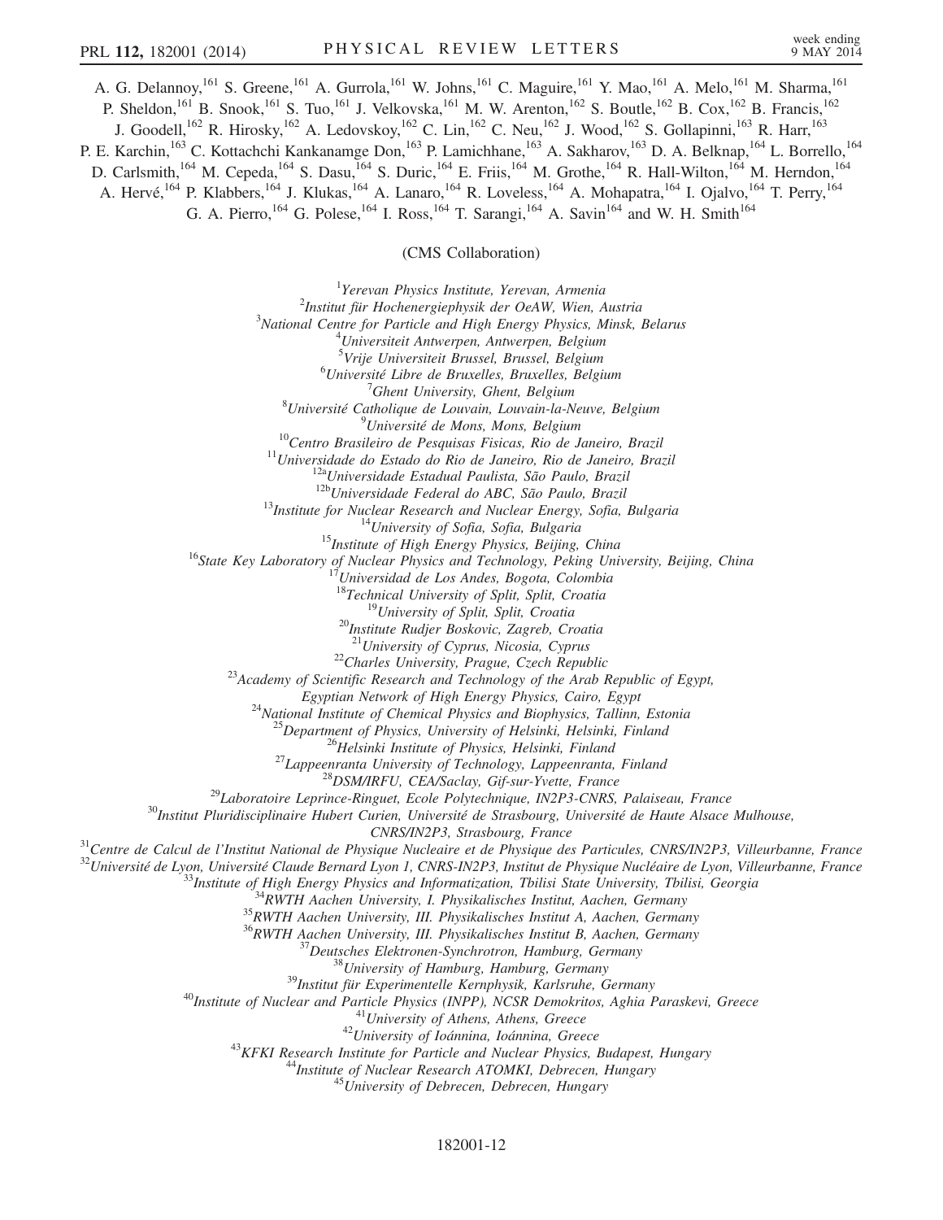A. G. Delannoy,[161] S. Greene,[161] A. Gurrola,[161] W. Johns,[161] C. Maguire,[161] Y. Mao,[161] A. Melo,[161] M. Sharma,[161] P. Sheldon,[161] B. Snook,[161] S. Tuo,[161] J. Velkovska,[161] M. W. Arenton,[162] S. Boutle,[162] B. Cox,[162] B. Francis,[162] J. Goodell,[162] R. Hirosky,[162] A. Ledovskoy,[162] C. Lin,[162] C. Neu,[162] J. Wood,[162] S. Gollapinni,[163] R. Harr,[163] P. E. Karchin,[163] C. Kottachchi Kankanamge Don,[163] P. Lamichhane,[163] A. Sakharov,[163] D. A. Belknap,[164] L. Borrello,[164] D. Carlsmith,[164] M. Cepeda,[164] S. Dasu,[164] S. Duric,[164] E. Friis,[164] M. Grothe,[164] R. Hall-Wilton,[164] M. Herndon,[164] A. Hervé,[164] P. Klabbers,[164] J. Klukas,[164] A. Lanaro,[164] R. Loveless,[164] A. Mohapatra,[164] I. Ojalvo,[164] T. Perry,[164] G. A. Pierro,[164] G. Polese,[164] I. Ross,[164] T. Sarangi,[164] A. Savin[164] and W. H. Smith[164]

(CMS Collaboration)

[1] *Yerevan Physics Institute, Yerevan, Armenia*
[2] *Institut für Hochenergiephysik der OeAW, Wien, Austria*
[3] *National Centre for Particle and High Energy Physics, Minsk, Belarus*
[4] *Universiteit Antwerpen, Antwerpen, Belgium*
[5] *Vrije Universiteit Brussel, Brussel, Belgium*
[6] *Université Libre de Bruxelles, Bruxelles, Belgium*
[7] *Ghent University, Ghent, Belgium*
[8] *Université Catholique de Louvain, Louvain-la-Neuve, Belgium*
[9] *Université de Mons, Mons, Belgium*
[10] *Centro Brasileiro de Pesquisas Fisicas, Rio de Janeiro, Brazil*
[11] *Universidade do Estado do Rio de Janeiro, Rio de Janeiro, Brazil*
[12a] *Universidade Estadual Paulista, São Paulo, Brazil*
[12b] *Universidade Federal do ABC, São Paulo, Brazil*
[13] *Institute for Nuclear Research and Nuclear Energy, Sofia, Bulgaria*
[14] *University of Sofia, Sofia, Bulgaria*
[15] *Institute of High Energy Physics, Beijing, China*
[16] *State Key Laboratory of Nuclear Physics and Technology, Peking University, Beijing, China*
[17] *Universidad de Los Andes, Bogota, Colombia*
[18] *Technical University of Split, Split, Croatia*
[19] *University of Split, Split, Croatia*
[20] *Institute Rudjer Boskovic, Zagreb, Croatia*
[21] *University of Cyprus, Nicosia, Cyprus*
[22] *Charles University, Prague, Czech Republic*
[23] *Academy of Scientific Research and Technology of the Arab Republic of Egypt, Egyptian Network of High Energy Physics, Cairo, Egypt*
[24] *National Institute of Chemical Physics and Biophysics, Tallinn, Estonia*
[25] *Department of Physics, University of Helsinki, Helsinki, Finland*
[26] *Helsinki Institute of Physics, Helsinki, Finland*
[27] *Lappeenranta University of Technology, Lappeenranta, Finland*
[28] *DSM/IRFU, CEA/Saclay, Gif-sur-Yvette, France*
[29] *Laboratoire Leprince-Ringuet, Ecole Polytechnique, IN2P3-CNRS, Palaiseau, France*
[30] *Institut Pluridisciplinaire Hubert Curien, Université de Strasbourg, Université de Haute Alsace Mulhouse, CNRS/IN2P3, Strasbourg, France*
[31] *Centre de Calcul de l'Institut National de Physique Nucleaire et de Physique des Particules, CNRS/IN2P3, Villeurbanne, France*
[32] *Université de Lyon, Université Claude Bernard Lyon 1, CNRS-IN2P3, Institut de Physique Nucléaire de Lyon, Villeurbanne, France*
[33] *Institute of High Energy Physics and Informatization, Tbilisi State University, Tbilisi, Georgia*
[34] *RWTH Aachen University, I. Physikalisches Institut, Aachen, Germany*
[35] *RWTH Aachen University, III. Physikalisches Institut A, Aachen, Germany*
[36] *RWTH Aachen University, III. Physikalisches Institut B, Aachen, Germany*
[37] *Deutsches Elektronen-Synchrotron, Hamburg, Germany*
[38] *University of Hamburg, Hamburg, Germany*
[39] *Institut für Experimentelle Kernphysik, Karlsruhe, Germany*
[40] *Institute of Nuclear and Particle Physics (INPP), NCSR Demokritos, Aghia Paraskevi, Greece*
[41] *University of Athens, Athens, Greece*
[42] *University of Ioánnina, Ioánnina, Greece*
[43] *KFKI Research Institute for Particle and Nuclear Physics, Budapest, Hungary*
[44] *Institute of Nuclear Research ATOMKI, Debrecen, Hungary*
[45] *University of Debrecen, Debrecen, Hungary*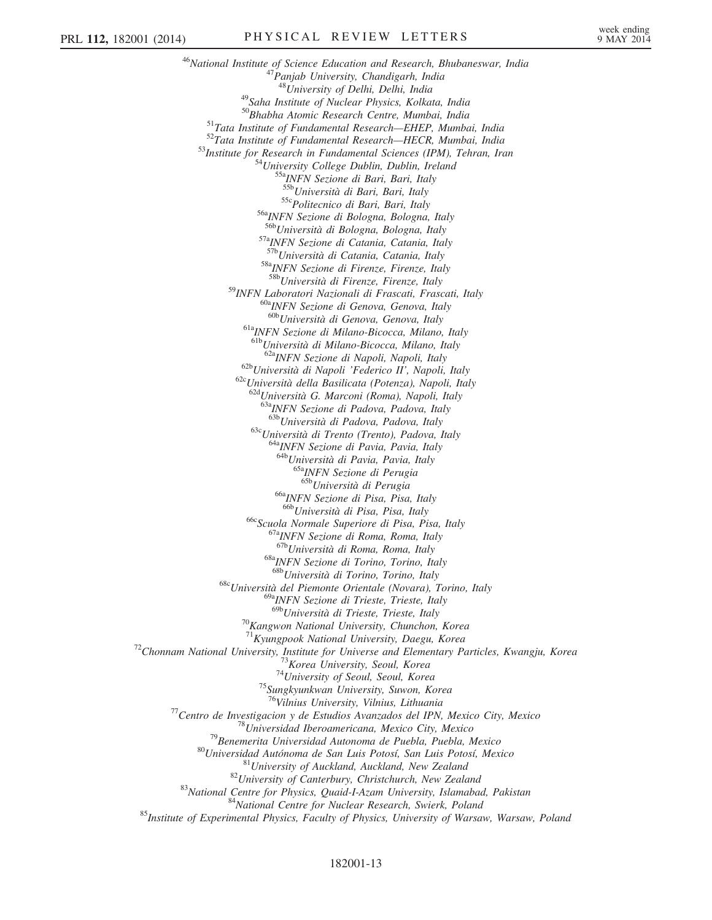[46]National Institute of Science Education and Research, Bhubaneswar, India
[47]Panjab University, Chandigarh, India
[48]University of Delhi, Delhi, India
[49]Saha Institute of Nuclear Physics, Kolkata, India
[50]Bhabha Atomic Research Centre, Mumbai, India
[51]Tata Institute of Fundamental Research—EHEP, Mumbai, India
[52]Tata Institute of Fundamental Research—HECR, Mumbai, India
[53]Institute for Research in Fundamental Sciences (IPM), Tehran, Iran
[54]University College Dublin, Dublin, Ireland
[55a]INFN Sezione di Bari, Bari, Italy
[55b]Università di Bari, Bari, Italy
[55c]Politecnico di Bari, Bari, Italy
[56a]INFN Sezione di Bologna, Bologna, Italy
[56b]Università di Bologna, Bologna, Italy
[57a]INFN Sezione di Catania, Catania, Italy
[57b]Università di Catania, Catania, Italy
[58a]INFN Sezione di Firenze, Firenze, Italy
[58b]Università di Firenze, Firenze, Italy
[59]INFN Laboratori Nazionali di Frascati, Frascati, Italy
[60a]INFN Sezione di Genova, Genova, Italy
[60b]Università di Genova, Genova, Italy
[61a]INFN Sezione di Milano-Bicocca, Milano, Italy
[61b]Università di Milano-Bicocca, Milano, Italy
[62a]INFN Sezione di Napoli, Napoli, Italy
[62b]Università di Napoli 'Federico II', Napoli, Italy
[62c]Università della Basilicata (Potenza), Napoli, Italy
[62d]Università G. Marconi (Roma), Napoli, Italy
[63a]INFN Sezione di Padova, Padova, Italy
[63b]Università di Padova, Padova, Italy
[63c]Università di Trento (Trento), Padova, Italy
[64a]INFN Sezione di Pavia, Pavia, Italy
[64b]Università di Pavia, Pavia, Italy
[65a]INFN Sezione di Perugia
[65b]Università di Perugia
[66a]INFN Sezione di Pisa, Pisa, Italy
[66b]Università di Pisa, Pisa, Italy
[66c]Scuola Normale Superiore di Pisa, Pisa, Italy
[67a]INFN Sezione di Roma, Roma, Italy
[67b]Università di Roma, Roma, Italy
[68a]INFN Sezione di Torino, Torino, Italy
[68b]Università di Torino, Torino, Italy
[68c]Università del Piemonte Orientale (Novara), Torino, Italy
[69a]INFN Sezione di Trieste, Trieste, Italy
[69b]Università di Trieste, Trieste, Italy
[70]Kangwon National University, Chunchon, Korea
[71]Kyungpook National University, Daegu, Korea
[72]Chonnam National University, Institute for Universe and Elementary Particles, Kwangju, Korea
[73]Korea University, Seoul, Korea
[74]University of Seoul, Seoul, Korea
[75]Sungkyunkwan University, Suwon, Korea
[76]Vilnius University, Vilnius, Lithuania
[77]Centro de Investigacion y de Estudios Avanzados del IPN, Mexico City, Mexico
[78]Universidad Iberoamericana, Mexico City, Mexico
[79]Benemerita Universidad Autonoma de Puebla, Puebla, Mexico
[80]Universidad Autónoma de San Luis Potosí, San Luis Potosí, Mexico
[81]University of Auckland, Auckland, New Zealand
[82]University of Canterbury, Christchurch, New Zealand
[83]National Centre for Physics, Quaid-I-Azam University, Islamabad, Pakistan
[84]National Centre for Nuclear Research, Swierk, Poland
[85]Institute of Experimental Physics, Faculty of Physics, University of Warsaw, Warsaw, Poland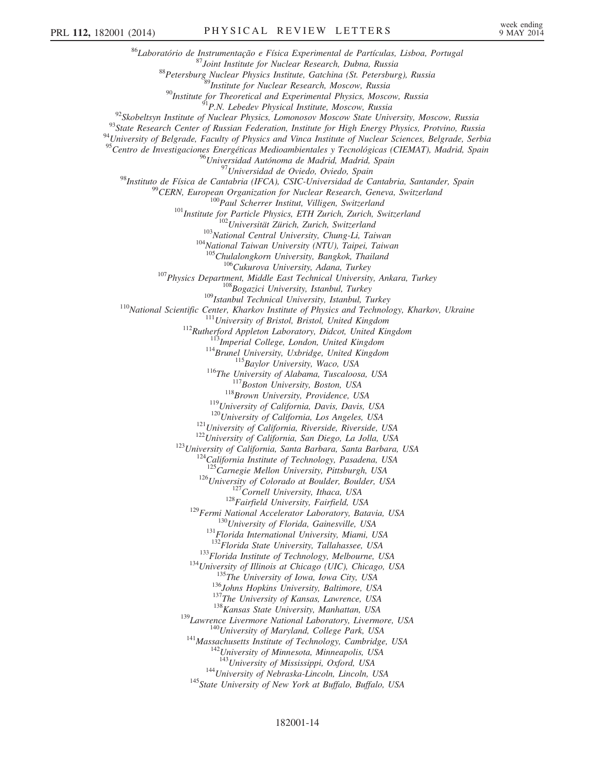[86]Laboratório de Instrumentação e Física Experimental de Partículas, Lisboa, Portugal
[87]Joint Institute for Nuclear Research, Dubna, Russia
[88]Petersburg Nuclear Physics Institute, Gatchina (St. Petersburg), Russia
[89]Institute for Nuclear Research, Moscow, Russia
[90]Institute for Theoretical and Experimental Physics, Moscow, Russia
[91]P.N. Lebedev Physical Institute, Moscow, Russia
[92]Skobeltsyn Institute of Nuclear Physics, Lomonosov Moscow State University, Moscow, Russia
[93]State Research Center of Russian Federation, Institute for High Energy Physics, Protvino, Russia
[94]University of Belgrade, Faculty of Physics and Vinca Institute of Nuclear Sciences, Belgrade, Serbia
[95]Centro de Investigaciones Energéticas Medioambientales y Tecnológicas (CIEMAT), Madrid, Spain
[96]Universidad Autónoma de Madrid, Madrid, Spain
[97]Universidad de Oviedo, Oviedo, Spain
[98]Instituto de Física de Cantabria (IFCA), CSIC-Universidad de Cantabria, Santander, Spain
[99]CERN, European Organization for Nuclear Research, Geneva, Switzerland
[100]Paul Scherrer Institut, Villigen, Switzerland
[101]Institute for Particle Physics, ETH Zurich, Zurich, Switzerland
[102]Universität Zürich, Zurich, Switzerland
[103]National Central University, Chung-Li, Taiwan
[104]National Taiwan University (NTU), Taipei, Taiwan
[105]Chulalongkorn University, Bangkok, Thailand
[106]Cukurova University, Adana, Turkey
[107]Physics Department, Middle East Technical University, Ankara, Turkey
[108]Bogazici University, Istanbul, Turkey
[109]Istanbul Technical University, Istanbul, Turkey
[110]National Scientific Center, Kharkov Institute of Physics and Technology, Kharkov, Ukraine
[111]University of Bristol, Bristol, United Kingdom
[112]Rutherford Appleton Laboratory, Didcot, United Kingdom
[113]Imperial College, London, United Kingdom
[114]Brunel University, Uxbridge, United Kingdom
[115]Baylor University, Waco, USA
[116]The University of Alabama, Tuscaloosa, USA
[117]Boston University, Boston, USA
[118]Brown University, Providence, USA
[119]University of California, Davis, Davis, USA
[120]University of California, Los Angeles, USA
[121]University of California, Riverside, Riverside, USA
[122]University of California, San Diego, La Jolla, USA
[123]University of California, Santa Barbara, Santa Barbara, USA
[124]California Institute of Technology, Pasadena, USA
[125]Carnegie Mellon University, Pittsburgh, USA
[126]University of Colorado at Boulder, Boulder, USA
[127]Cornell University, Ithaca, USA
[128]Fairfield University, Fairfield, USA
[129]Fermi National Accelerator Laboratory, Batavia, USA
[130]University of Florida, Gainesville, USA
[131]Florida International University, Miami, USA
[132]Florida State University, Tallahassee, USA
[133]Florida Institute of Technology, Melbourne, USA
[134]University of Illinois at Chicago (UIC), Chicago, USA
[135]The University of Iowa, Iowa City, USA
[136]Johns Hopkins University, Baltimore, USA
[137]The University of Kansas, Lawrence, USA
[138]Kansas State University, Manhattan, USA
[139]Lawrence Livermore National Laboratory, Livermore, USA
[140]University of Maryland, College Park, USA
[141]Massachusetts Institute of Technology, Cambridge, USA
[142]University of Minnesota, Minneapolis, USA
[143]University of Mississippi, Oxford, USA
[144]University of Nebraska-Lincoln, Lincoln, USA
[145]State University of New York at Buffalo, Buffalo, USA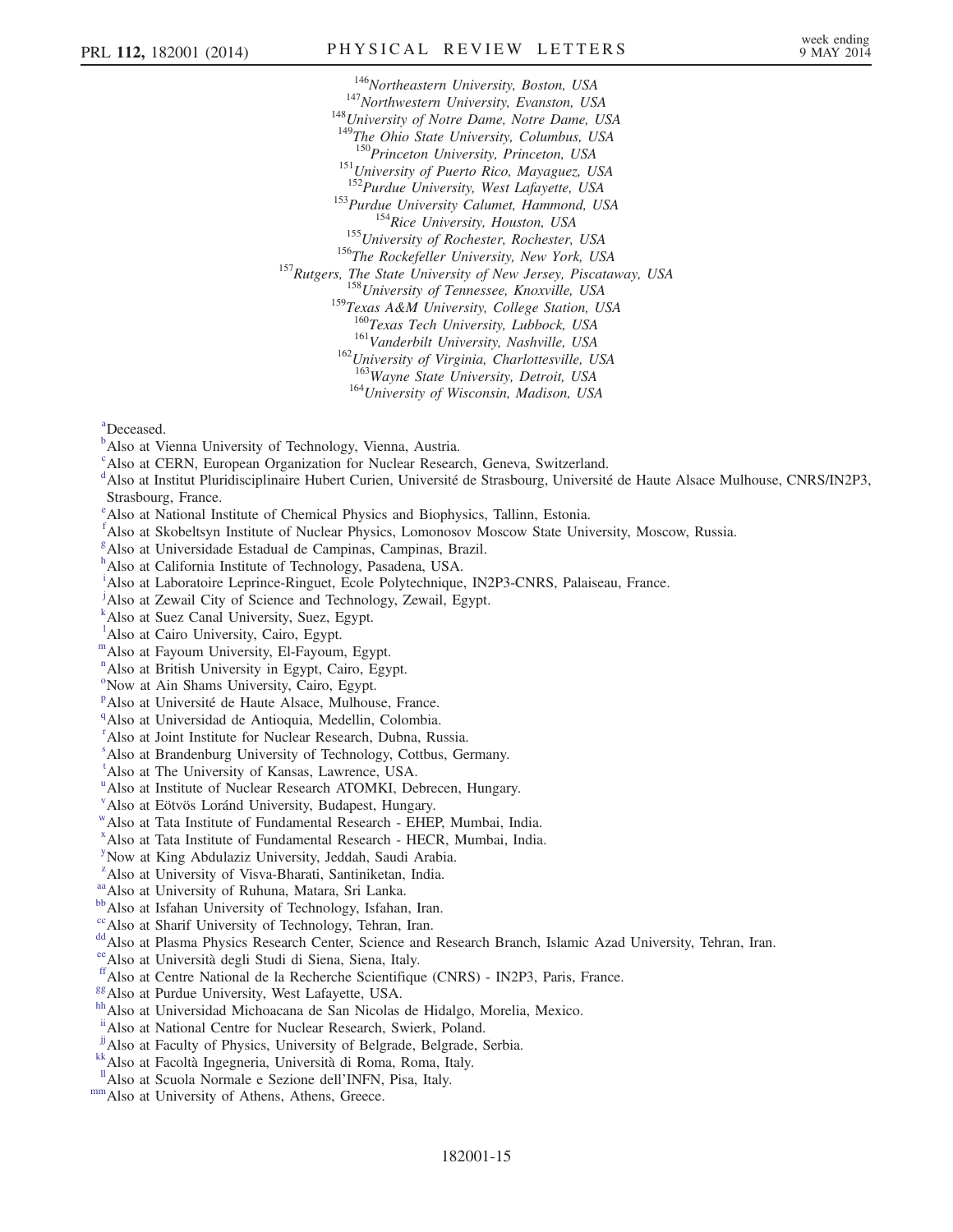[146]Northeastern University, Boston, USA
[147]Northwestern University, Evanston, USA
[148]University of Notre Dame, Notre Dame, USA
[149]The Ohio State University, Columbus, USA
[150]Princeton University, Princeton, USA
[151]University of Puerto Rico, Mayaguez, USA
[152]Purdue University, West Lafayette, USA
[153]Purdue University Calumet, Hammond, USA
[154]Rice University, Houston, USA
[155]University of Rochester, Rochester, USA
[156]The Rockefeller University, New York, USA
[157]Rutgers, The State University of New Jersey, Piscataway, USA
[158]University of Tennessee, Knoxville, USA
[159]Texas A&M University, College Station, USA
[160]Texas Tech University, Lubbock, USA
[161]Vanderbilt University, Nashville, USA
[162]University of Virginia, Charlottesville, USA
[163]Wayne State University, Detroit, USA
[164]University of Wisconsin, Madison, USA

[a]Deceased.
[b]Also at Vienna University of Technology, Vienna, Austria.
[c]Also at CERN, European Organization for Nuclear Research, Geneva, Switzerland.
[d]Also at Institut Pluridisciplinaire Hubert Curien, Université de Strasbourg, Université de Haute Alsace Mulhouse, CNRS/IN2P3, Strasbourg, France.
[e]Also at National Institute of Chemical Physics and Biophysics, Tallinn, Estonia.
[f]Also at Skobeltsyn Institute of Nuclear Physics, Lomonosov Moscow State University, Moscow, Russia.
[g]Also at Universidade Estadual de Campinas, Campinas, Brazil.
[h]Also at California Institute of Technology, Pasadena, USA.
[i]Also at Laboratoire Leprince-Ringuet, Ecole Polytechnique, IN2P3-CNRS, Palaiseau, France.
[j]Also at Zewail City of Science and Technology, Zewail, Egypt.
[k]Also at Suez Canal University, Suez, Egypt.
[l]Also at Cairo University, Cairo, Egypt.
[m]Also at Fayoum University, El-Fayoum, Egypt.
[n]Also at British University in Egypt, Cairo, Egypt.
[o]Now at Ain Shams University, Cairo, Egypt.
[p]Also at Université de Haute Alsace, Mulhouse, France.
[q]Also at Universidad de Antioquia, Medellin, Colombia.
[r]Also at Joint Institute for Nuclear Research, Dubna, Russia.
[s]Also at Brandenburg University of Technology, Cottbus, Germany.
[t]Also at The University of Kansas, Lawrence, USA.
[u]Also at Institute of Nuclear Research ATOMKI, Debrecen, Hungary.
[v]Also at Eötvös Loránd University, Budapest, Hungary.
[w]Also at Tata Institute of Fundamental Research - EHEP, Mumbai, India.
[x]Also at Tata Institute of Fundamental Research - HECR, Mumbai, India.
[y]Now at King Abdulaziz University, Jeddah, Saudi Arabia.
[z]Also at University of Visva-Bharati, Santiniketan, India.
[aa]Also at University of Ruhuna, Matara, Sri Lanka.
[bb]Also at Isfahan University of Technology, Isfahan, Iran.
[cc]Also at Sharif University of Technology, Tehran, Iran.
[dd]Also at Plasma Physics Research Center, Science and Research Branch, Islamic Azad University, Tehran, Iran.
[ee]Also at Università degli Studi di Siena, Siena, Italy.
[ff]Also at Centre National de la Recherche Scientifique (CNRS) - IN2P3, Paris, France.
[gg]Also at Purdue University, West Lafayette, USA.
[hh]Also at Universidad Michoacana de San Nicolas de Hidalgo, Morelia, Mexico.
[ii]Also at National Centre for Nuclear Research, Swierk, Poland.
[jj]Also at Faculty of Physics, University of Belgrade, Belgrade, Serbia.
[kk]Also at Facoltà Ingegneria, Università di Roma, Roma, Italy.
[ll]Also at Scuola Normale e Sezione dell'INFN, Pisa, Italy.
[mm]Also at University of Athens, Athens, Greece.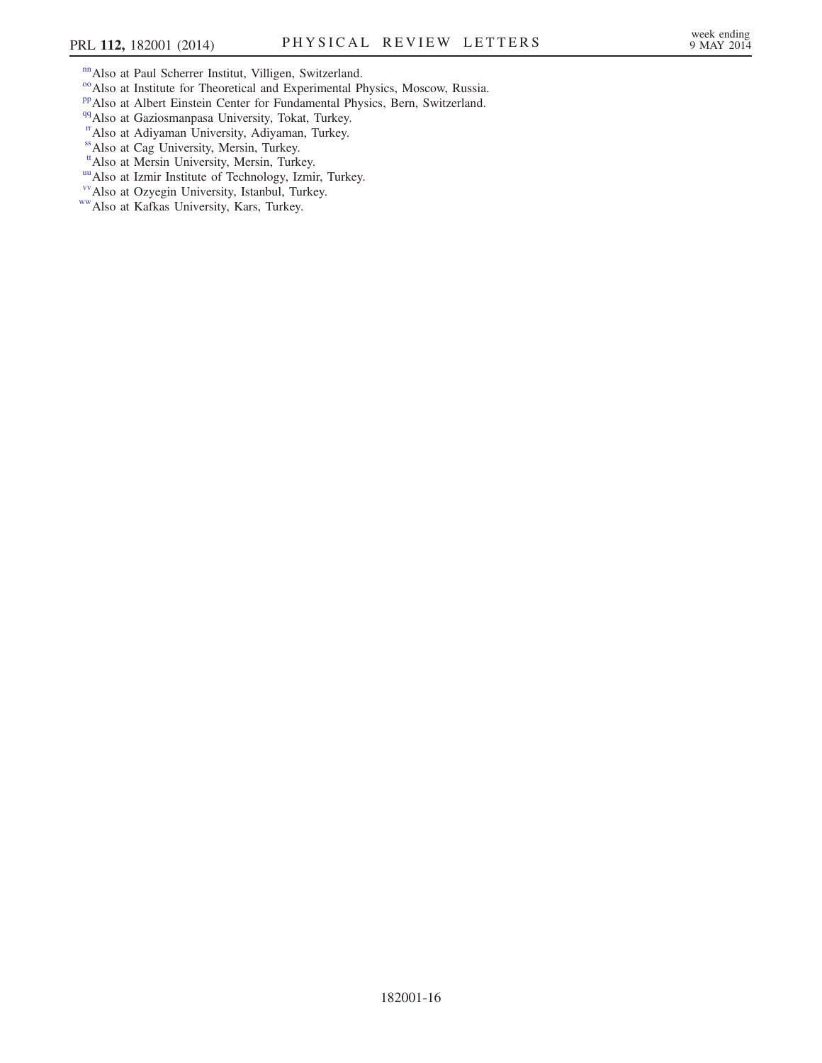[nn]Also at Paul Scherrer Institut, Villigen, Switzerland.

[oo]Also at Institute for Theoretical and Experimental Physics, Moscow, Russia.

[pp]Also at Albert Einstein Center for Fundamental Physics, Bern, Switzerland.

[qq]Also at Gaziosmanpasa University, Tokat, Turkey.

[rr]Also at Adiyaman University, Adiyaman, Turkey.

[ss]Also at Cag University, Mersin, Turkey.

[tt]Also at Mersin University, Mersin, Turkey.

[uu]Also at Izmir Institute of Technology, Izmir, Turkey.

[vv]Also at Ozyegin University, Istanbul, Turkey.

[ww]Also at Kafkas University, Kars, Turkey.